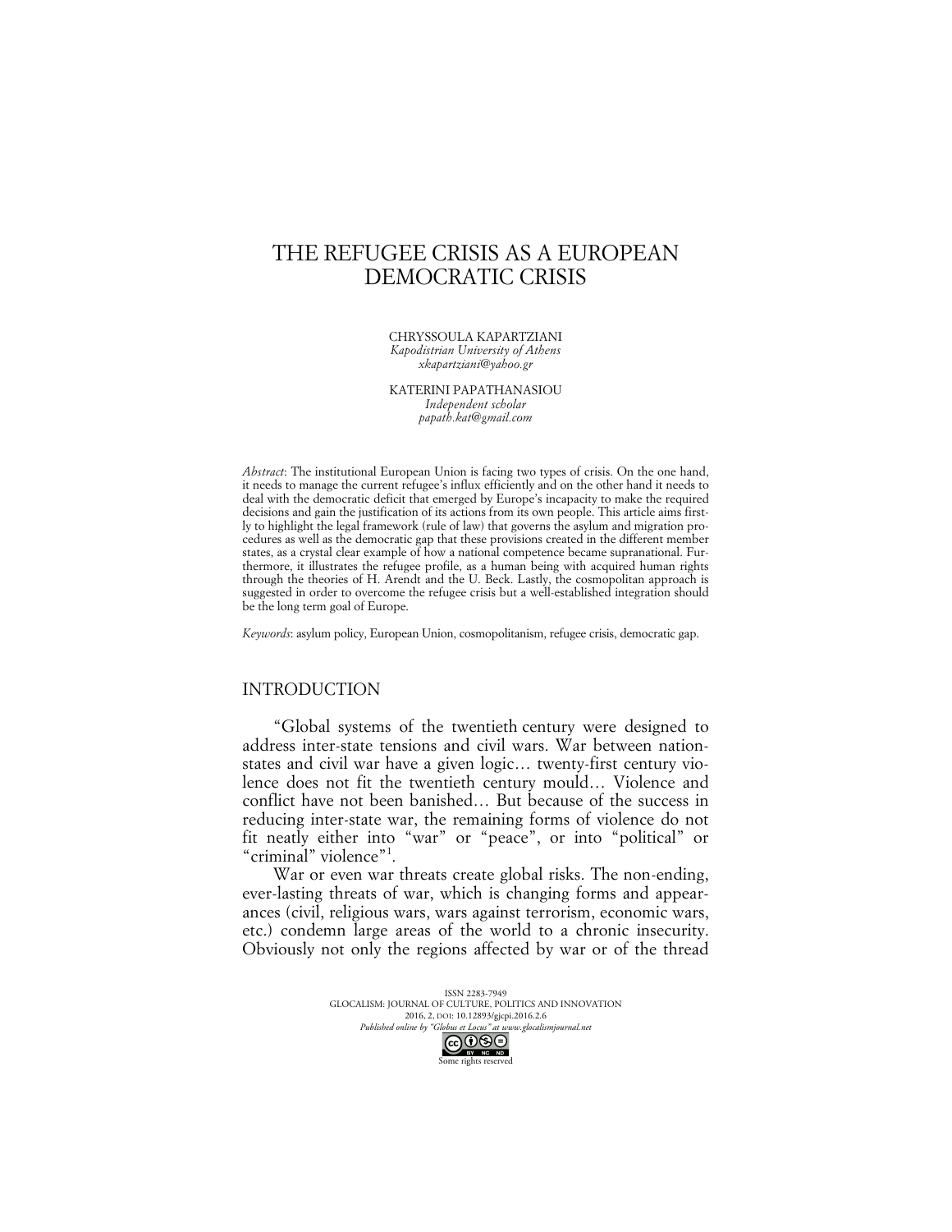# THE REFUGEE CRISIS AS A EUROPEAN DEMOCRATIC CRISIS

CHRYSSOULA KAPARTZIANI
*Kapodistrian University of Athens*
*xkapartziani@yahoo.gr*

KATERINI PAPATHANASIOU
*Independent scholar*
*papath.kat@gmail.com*

*Abstract*: The institutional European Union is facing two types of crisis. On the one hand, it needs to manage the current refugee's influx efficiently and on the other hand it needs to deal with the democratic deficit that emerged by Europe's incapacity to make the required decisions and gain the justification of its actions from its own people. This article aims firstly to highlight the legal framework (rule of law) that governs the asylum and migration procedures as well as the democratic gap that these provisions created in the different member states, as a crystal clear example of how a national competence became supranational. Furthermore, it illustrates the refugee profile, as a human being with acquired human rights through the theories of H. Arendt and the U. Beck. Lastly, the cosmopolitan approach is suggested in order to overcome the refugee crisis but a well-established integration should be the long term goal of Europe.

*Keywords*: asylum policy, European Union, cosmopolitanism, refugee crisis, democratic gap.

## INTRODUCTION

"Global systems of the twentieth century were designed to address inter-state tensions and civil wars. War between nation-states and civil war have a given logic… twenty-first century violence does not fit the twentieth century mould… Violence and conflict have not been banished… But because of the success in reducing inter-state war, the remaining forms of violence do not fit neatly either into "war" or "peace", or into "political" or "criminal" violence"[1].

War or even war threats create global risks. The non-ending, ever-lasting threats of war, which is changing forms and appearances (civil, religious wars, wars against terrorism, economic wars, etc.) condemn large areas of the world to a chronic insecurity. Obviously not only the regions affected by war or of the thread

ISSN 2283-7949
GLOCALISM: JOURNAL OF CULTURE, POLITICS AND INNOVATION
2016, 2, DOI: 10.12893/gjcpi.2016.2.6
*Published online by "Globus et Locus" at www.glocalismjournal.net*
Some rights reserved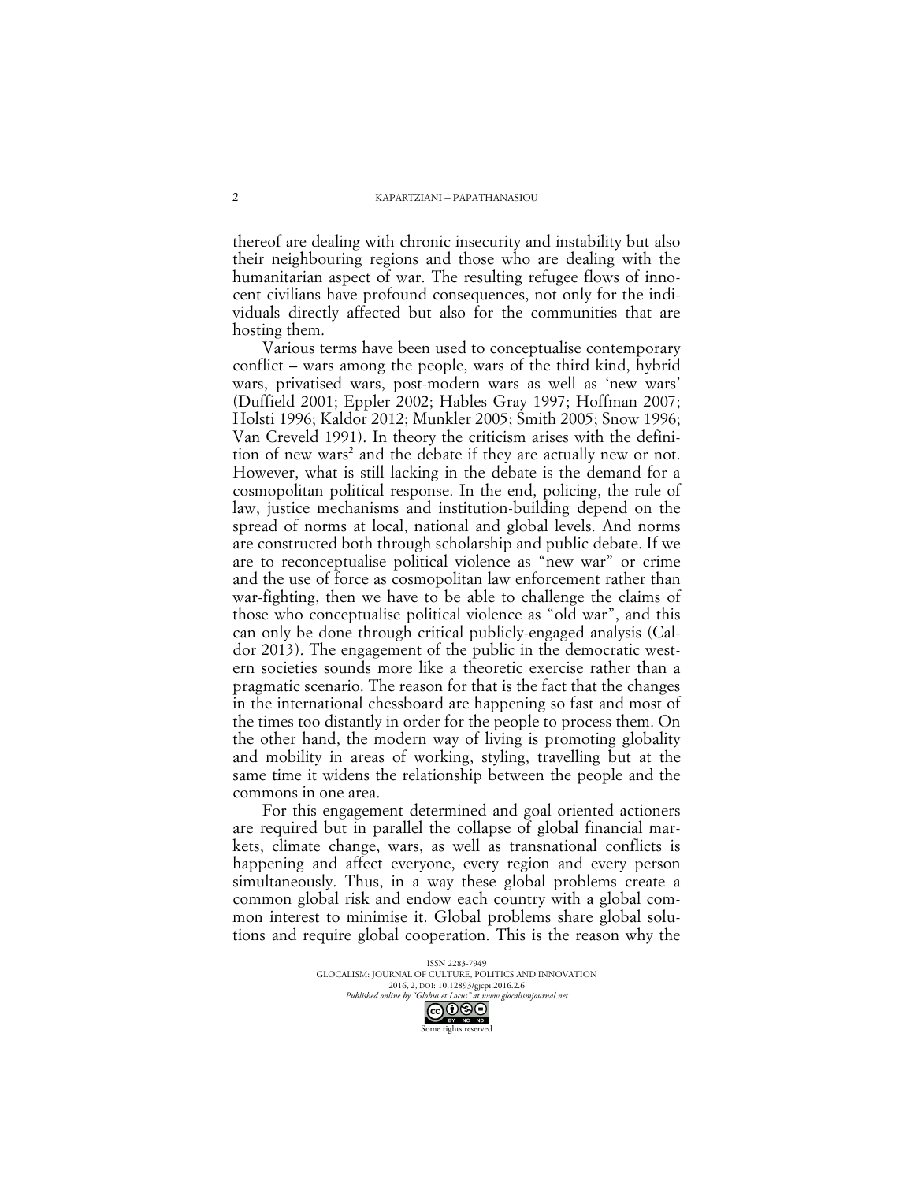thereof are dealing with chronic insecurity and instability but also their neighbouring regions and those who are dealing with the humanitarian aspect of war. The resulting refugee flows of innocent civilians have profound consequences, not only for the individuals directly affected but also for the communities that are hosting them.

Various terms have been used to conceptualise contemporary conflict – wars among the people, wars of the third kind, hybrid wars, privatised wars, post-modern wars as well as 'new wars' (Duffield 2001; Eppler 2002; Hables Gray 1997; Hoffman 2007; Holsti 1996; Kaldor 2012; Munkler 2005; Smith 2005; Snow 1996; Van Creveld 1991). In theory the criticism arises with the definition of new wars[2] and the debate if they are actually new or not. However, what is still lacking in the debate is the demand for a cosmopolitan political response. In the end, policing, the rule of law, justice mechanisms and institution-building depend on the spread of norms at local, national and global levels. And norms are constructed both through scholarship and public debate. If we are to reconceptualise political violence as "new war" or crime and the use of force as cosmopolitan law enforcement rather than war-fighting, then we have to be able to challenge the claims of those who conceptualise political violence as "old war", and this can only be done through critical publicly-engaged analysis (Caldor 2013). The engagement of the public in the democratic western societies sounds more like a theoretic exercise rather than a pragmatic scenario. The reason for that is the fact that the changes in the international chessboard are happening so fast and most of the times too distantly in order for the people to process them. On the other hand, the modern way of living is promoting globality and mobility in areas of working, styling, travelling but at the same time it widens the relationship between the people and the commons in one area.

For this engagement determined and goal oriented actioners are required but in parallel the collapse of global financial markets, climate change, wars, as well as transnational conflicts is happening and affect everyone, every region and every person simultaneously. Thus, in a way these global problems create a common global risk and endow each country with a global common interest to minimise it. Global problems share global solutions and require global cooperation. This is the reason why the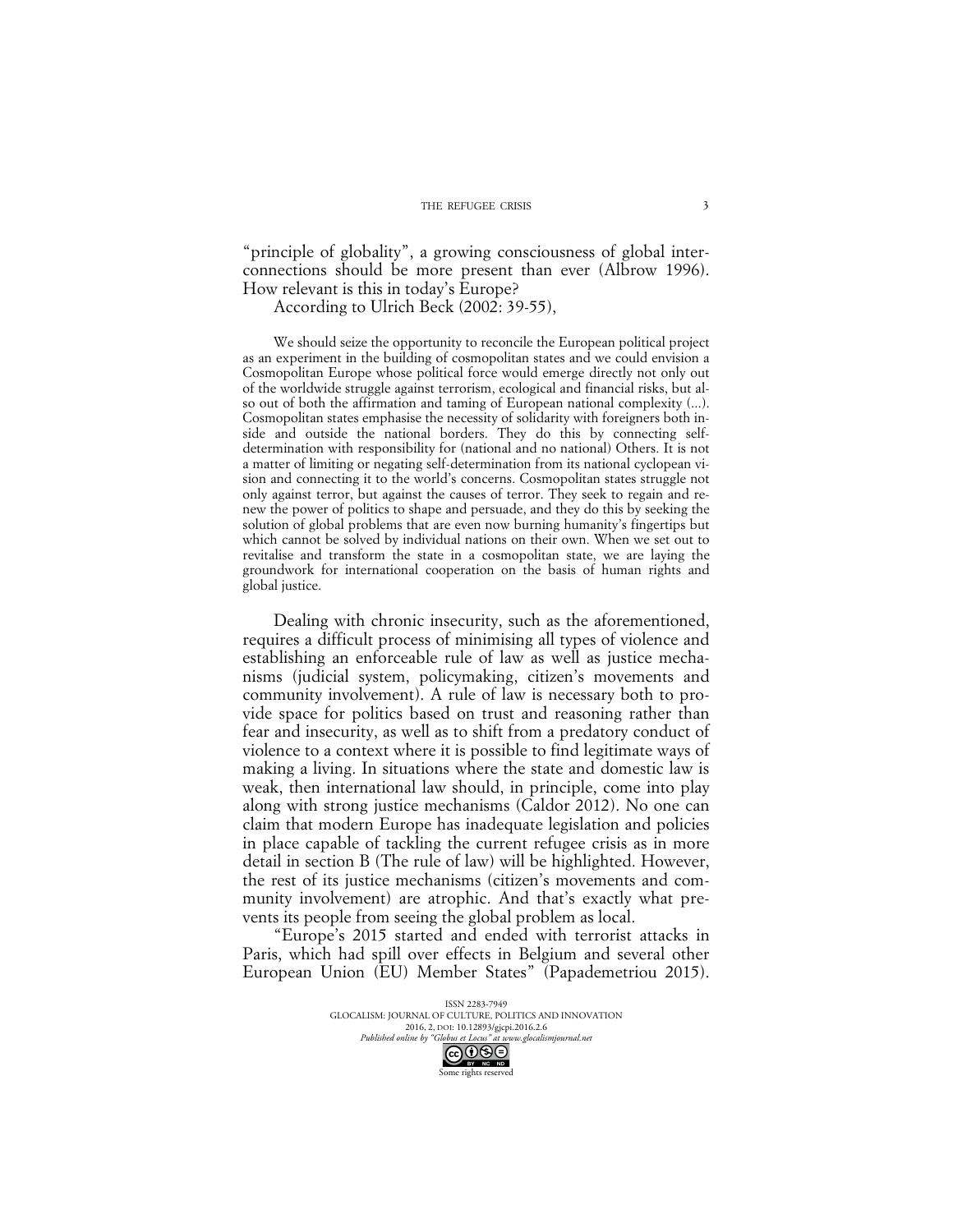"principle of globality", a growing consciousness of global interconnections should be more present than ever (Albrow 1996). How relevant is this in today's Europe?

According to Ulrich Beck (2002: 39-55),

> We should seize the opportunity to reconcile the European political project as an experiment in the building of cosmopolitan states and we could envision a Cosmopolitan Europe whose political force would emerge directly not only out of the worldwide struggle against terrorism, ecological and financial risks, but also out of both the affirmation and taming of European national complexity (...). Cosmopolitan states emphasise the necessity of solidarity with foreigners both inside and outside the national borders. They do this by connecting self-determination with responsibility for (national and no national) Others. It is not a matter of limiting or negating self-determination from its national cyclopean vision and connecting it to the world's concerns. Cosmopolitan states struggle not only against terror, but against the causes of terror. They seek to regain and renew the power of politics to shape and persuade, and they do this by seeking the solution of global problems that are even now burning humanity's fingertips but which cannot be solved by individual nations on their own. When we set out to revitalise and transform the state in a cosmopolitan state, we are laying the groundwork for international cooperation on the basis of human rights and global justice.

Dealing with chronic insecurity, such as the aforementioned, requires a difficult process of minimising all types of violence and establishing an enforceable rule of law as well as justice mechanisms (judicial system, policymaking, citizen's movements and community involvement). A rule of law is necessary both to provide space for politics based on trust and reasoning rather than fear and insecurity, as well as to shift from a predatory conduct of violence to a context where it is possible to find legitimate ways of making a living. In situations where the state and domestic law is weak, then international law should, in principle, come into play along with strong justice mechanisms (Caldor 2012). No one can claim that modern Europe has inadequate legislation and policies in place capable of tackling the current refugee crisis as in more detail in section B (The rule of law) will be highlighted. However, the rest of its justice mechanisms (citizen's movements and community involvement) are atrophic. And that's exactly what prevents its people from seeing the global problem as local.

"Europe's 2015 started and ended with terrorist attacks in Paris, which had spill over effects in Belgium and several other European Union (EU) Member States" (Papademetriou 2015).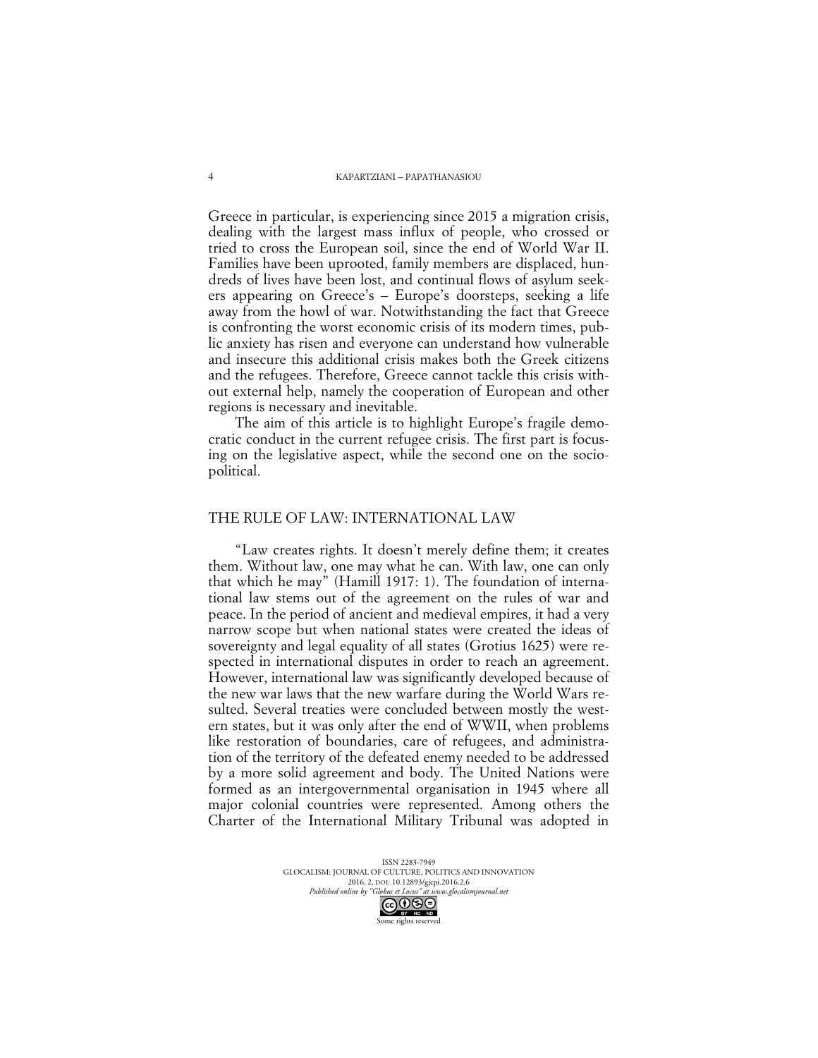Greece in particular, is experiencing since 2015 a migration crisis, dealing with the largest mass influx of people, who crossed or tried to cross the European soil, since the end of World War II. Families have been uprooted, family members are displaced, hundreds of lives have been lost, and continual flows of asylum seekers appearing on Greece's – Europe's doorsteps, seeking a life away from the howl of war. Notwithstanding the fact that Greece is confronting the worst economic crisis of its modern times, public anxiety has risen and everyone can understand how vulnerable and insecure this additional crisis makes both the Greek citizens and the refugees. Therefore, Greece cannot tackle this crisis without external help, namely the cooperation of European and other regions is necessary and inevitable.

The aim of this article is to highlight Europe's fragile democratic conduct in the current refugee crisis. The first part is focusing on the legislative aspect, while the second one on the sociopolitical.

## THE RULE OF LAW: INTERNATIONAL LAW

"Law creates rights. It doesn't merely define them; it creates them. Without law, one may what he can. With law, one can only that which he may" (Hamill 1917: 1). The foundation of international law stems out of the agreement on the rules of war and peace. In the period of ancient and medieval empires, it had a very narrow scope but when national states were created the ideas of sovereignty and legal equality of all states (Grotius 1625) were respected in international disputes in order to reach an agreement. However, international law was significantly developed because of the new war laws that the new warfare during the World Wars resulted. Several treaties were concluded between mostly the western states, but it was only after the end of WWII, when problems like restoration of boundaries, care of refugees, and administration of the territory of the defeated enemy needed to be addressed by a more solid agreement and body. The United Nations were formed as an intergovernmental organisation in 1945 where all major colonial countries were represented. Among others the Charter of the International Military Tribunal was adopted in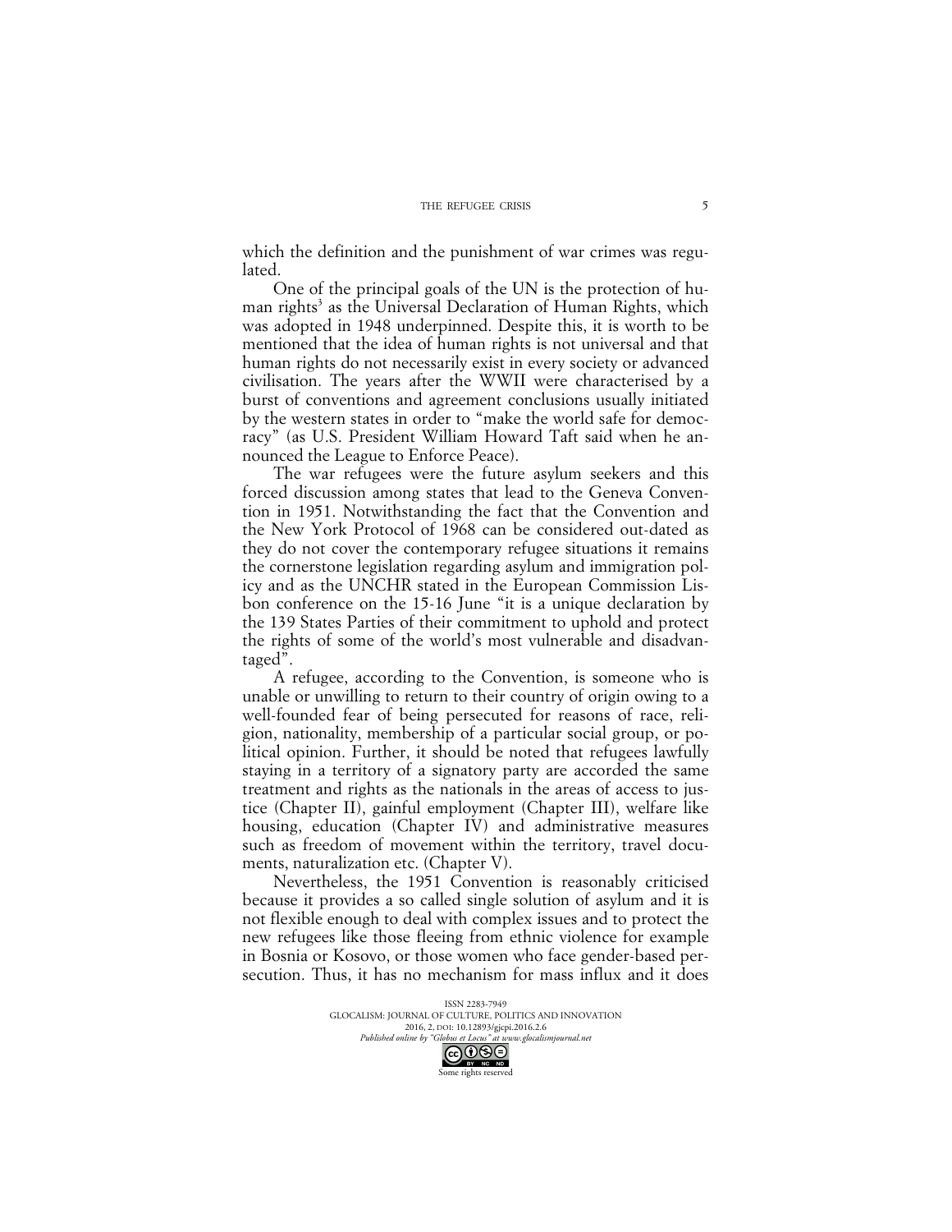which the definition and the punishment of war crimes was regulated.

One of the principal goals of the UN is the protection of human rights[3] as the Universal Declaration of Human Rights, which was adopted in 1948 underpinned. Despite this, it is worth to be mentioned that the idea of human rights is not universal and that human rights do not necessarily exist in every society or advanced civilisation. The years after the WWII were characterised by a burst of conventions and agreement conclusions usually initiated by the western states in order to "make the world safe for democracy" (as U.S. President William Howard Taft said when he announced the League to Enforce Peace).

The war refugees were the future asylum seekers and this forced discussion among states that lead to the Geneva Convention in 1951. Notwithstanding the fact that the Convention and the New York Protocol of 1968 can be considered out-dated as they do not cover the contemporary refugee situations it remains the cornerstone legislation regarding asylum and immigration policy and as the UNCHR stated in the European Commission Lisbon conference on the 15-16 June "it is a unique declaration by the 139 States Parties of their commitment to uphold and protect the rights of some of the world's most vulnerable and disadvantaged".

A refugee, according to the Convention, is someone who is unable or unwilling to return to their country of origin owing to a well-founded fear of being persecuted for reasons of race, religion, nationality, membership of a particular social group, or political opinion. Further, it should be noted that refugees lawfully staying in a territory of a signatory party are accorded the same treatment and rights as the nationals in the areas of access to justice (Chapter II), gainful employment (Chapter III), welfare like housing, education (Chapter IV) and administrative measures such as freedom of movement within the territory, travel documents, naturalization etc. (Chapter V).

Nevertheless, the 1951 Convention is reasonably criticised because it provides a so called single solution of asylum and it is not flexible enough to deal with complex issues and to protect the new refugees like those fleeing from ethnic violence for example in Bosnia or Kosovo, or those women who face gender-based persecution. Thus, it has no mechanism for mass influx and it does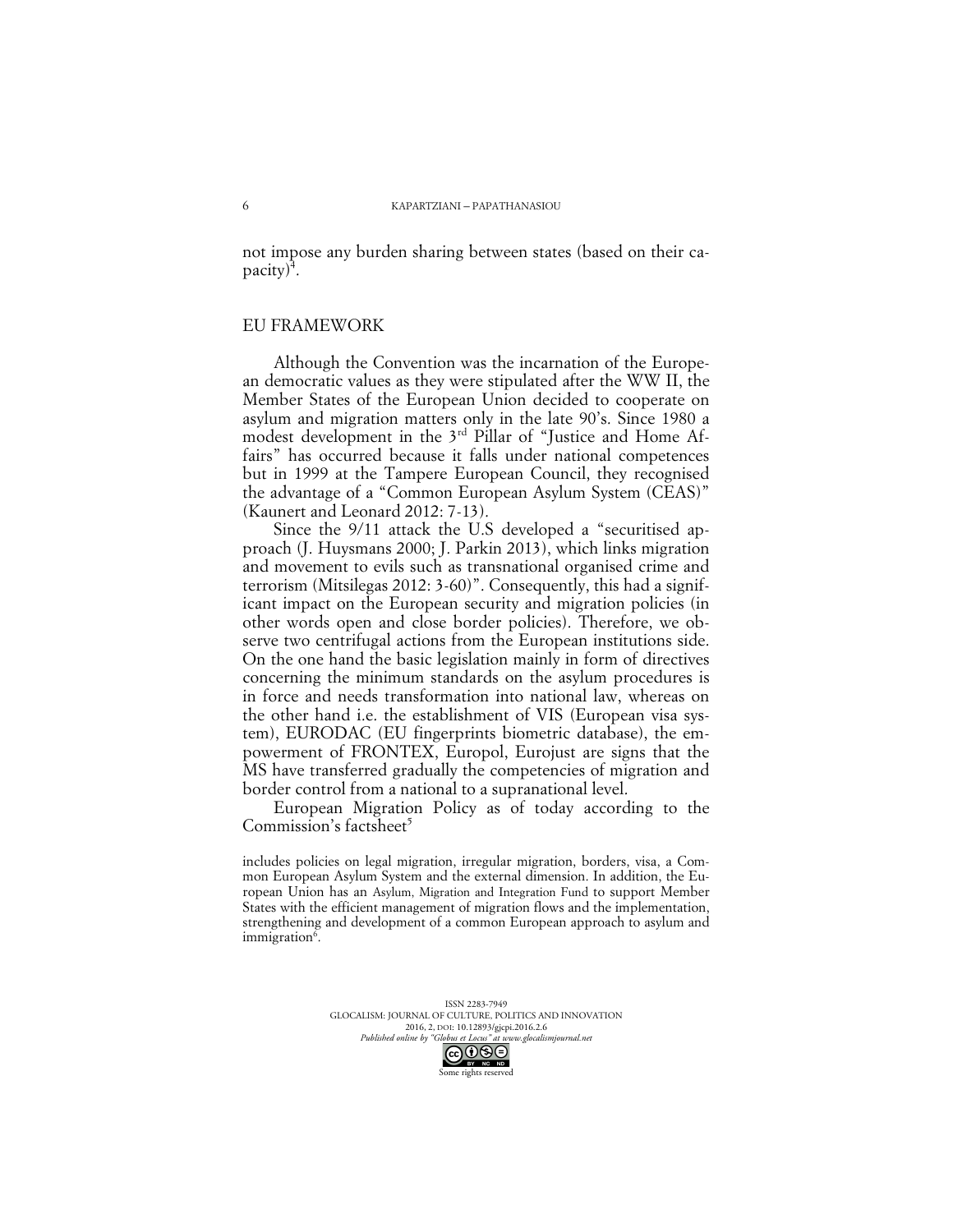not impose any burden sharing between states (based on their capacity)[4].

## EU FRAMEWORK

Although the Convention was the incarnation of the European democratic values as they were stipulated after the WW II, the Member States of the European Union decided to cooperate on asylum and migration matters only in the late 90's. Since 1980 a modest development in the 3rd Pillar of "Justice and Home Affairs" has occurred because it falls under national competences but in 1999 at the Tampere European Council, they recognised the advantage of a "Common European Asylum System (CEAS)" (Kaunert and Leonard 2012: 7-13).

Since the 9/11 attack the U.S developed a "securitised approach (J. Huysmans 2000; J. Parkin 2013), which links migration and movement to evils such as transnational organised crime and terrorism (Mitsilegas 2012: 3-60)". Consequently, this had a significant impact on the European security and migration policies (in other words open and close border policies). Therefore, we observe two centrifugal actions from the European institutions side. On the one hand the basic legislation mainly in form of directives concerning the minimum standards on the asylum procedures is in force and needs transformation into national law, whereas on the other hand i.e. the establishment of VIS (European visa system), EURODAC (EU fingerprints biometric database), the empowerment of FRONTEX, Europol, Eurojust are signs that the MS have transferred gradually the competencies of migration and border control from a national to a supranational level.

European Migration Policy as of today according to the Commission's factsheet[5]

> includes policies on legal migration, irregular migration, borders, visa, a Common European Asylum System and the external dimension. In addition, the European Union has an Asylum, Migration and Integration Fund to support Member States with the efficient management of migration flows and the implementation, strengthening and development of a common European approach to asylum and immigration[6].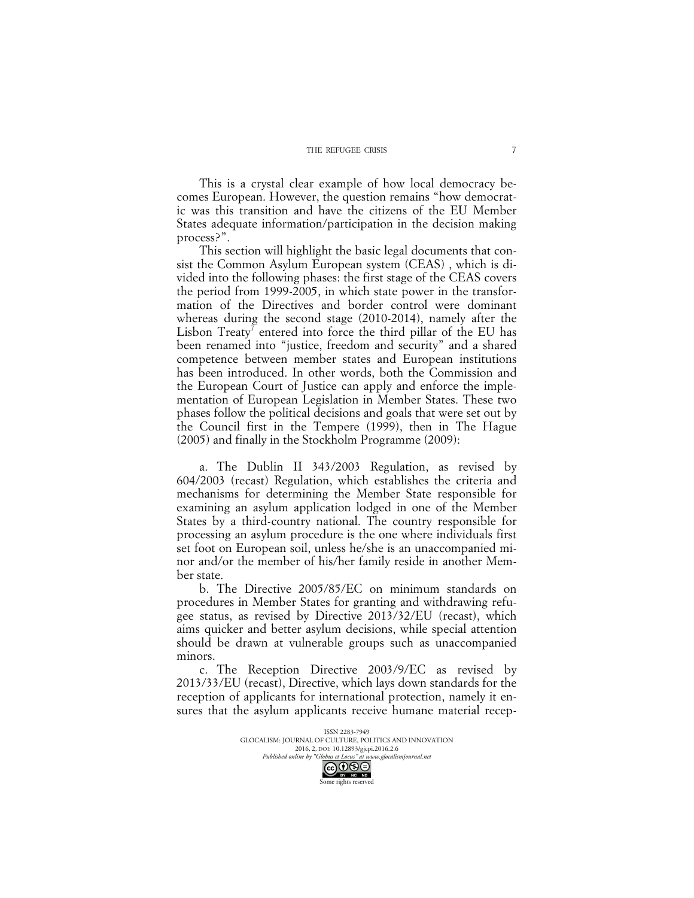This is a crystal clear example of how local democracy becomes European. However, the question remains "how democratic was this transition and have the citizens of the EU Member States adequate information/participation in the decision making process?".

This section will highlight the basic legal documents that consist the Common Asylum European system (CEAS) , which is divided into the following phases: the first stage of the CEAS covers the period from 1999-2005, in which state power in the transformation of the Directives and border control were dominant whereas during the second stage (2010-2014), namely after the Lisbon Treaty[7] entered into force the third pillar of the EU has been renamed into "justice, freedom and security" and a shared competence between member states and European institutions has been introduced. In other words, both the Commission and the European Court of Justice can apply and enforce the implementation of European Legislation in Member States. These two phases follow the political decisions and goals that were set out by the Council first in the Tempere (1999), then in The Hague (2005) and finally in the Stockholm Programme (2009):

a. The Dublin II 343/2003 Regulation, as revised by 604/2003 (recast) Regulation, which establishes the criteria and mechanisms for determining the Member State responsible for examining an asylum application lodged in one of the Member States by a third-country national. The country responsible for processing an asylum procedure is the one where individuals first set foot on European soil, unless he/she is an unaccompanied minor and/or the member of his/her family reside in another Member state.

b. The Directive 2005/85/EC on minimum standards on procedures in Member States for granting and withdrawing refugee status, as revised by Directive 2013/32/EU (recast), which aims quicker and better asylum decisions, while special attention should be drawn at vulnerable groups such as unaccompanied minors.

c. The Reception Directive 2003/9/EC as revised by 2013/33/EU (recast), Directive, which lays down standards for the reception of applicants for international protection, namely it ensures that the asylum applicants receive humane material recep-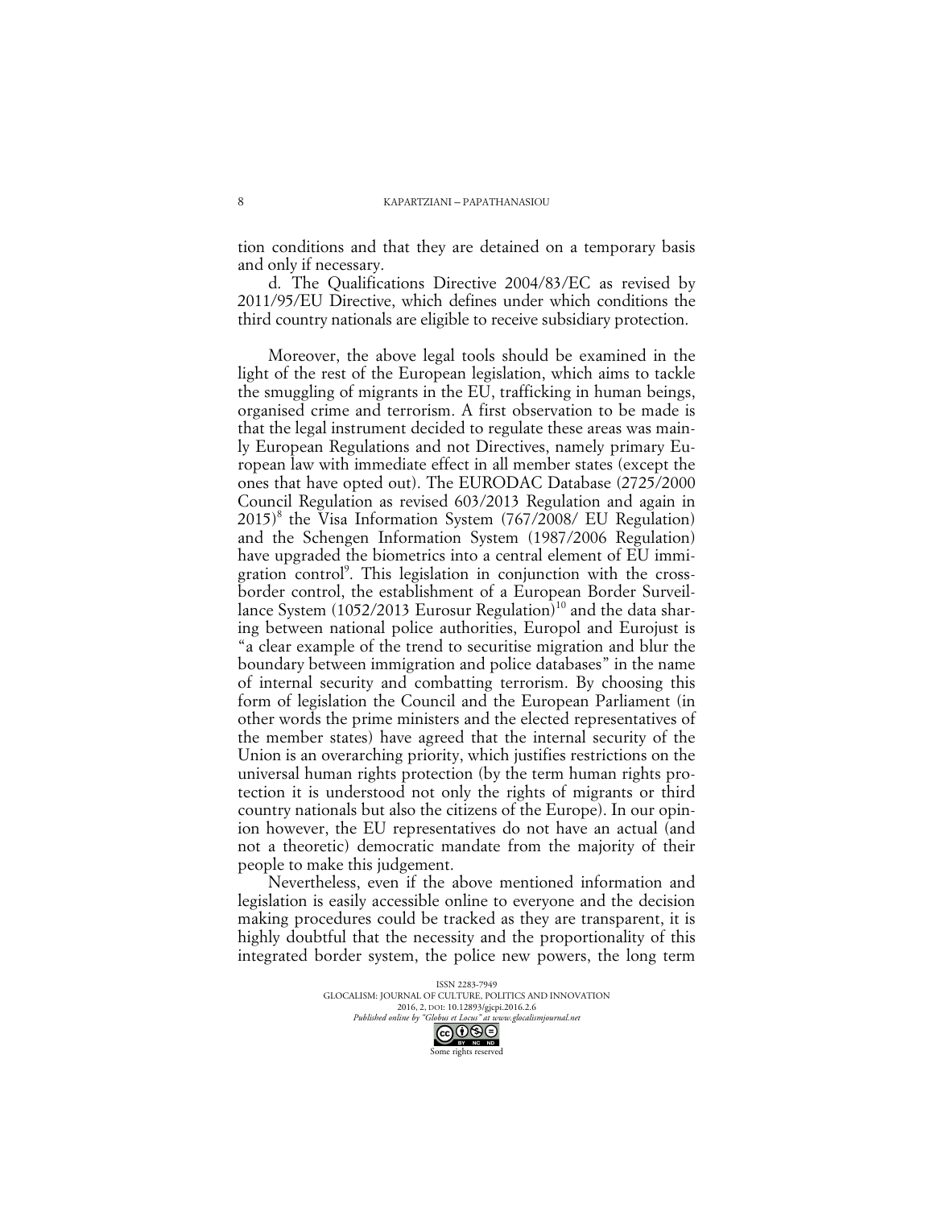tion conditions and that they are detained on a temporary basis and only if necessary.

d. The Qualifications Directive 2004/83/EC as revised by 2011/95/EU Directive, which defines under which conditions the third country nationals are eligible to receive subsidiary protection.

Moreover, the above legal tools should be examined in the light of the rest of the European legislation, which aims to tackle the smuggling of migrants in the EU, trafficking in human beings, organised crime and terrorism. A first observation to be made is that the legal instrument decided to regulate these areas was mainly European Regulations and not Directives, namely primary European law with immediate effect in all member states (except the ones that have opted out). The EURODAC Database (2725/2000 Council Regulation as revised 603/2013 Regulation and again in 2015)[8] the Visa Information System (767/2008/ EU Regulation) and the Schengen Information System (1987/2006 Regulation) have upgraded the biometrics into a central element of EU immigration control[9]. This legislation in conjunction with the cross-border control, the establishment of a European Border Surveillance System (1052/2013 Eurosur Regulation)[10] and the data sharing between national police authorities, Europol and Eurojust is "a clear example of the trend to securitise migration and blur the boundary between immigration and police databases" in the name of internal security and combatting terrorism. By choosing this form of legislation the Council and the European Parliament (in other words the prime ministers and the elected representatives of the member states) have agreed that the internal security of the Union is an overarching priority, which justifies restrictions on the universal human rights protection (by the term human rights protection it is understood not only the rights of migrants or third country nationals but also the citizens of the Europe). In our opinion however, the EU representatives do not have an actual (and not a theoretic) democratic mandate from the majority of their people to make this judgement.

Nevertheless, even if the above mentioned information and legislation is easily accessible online to everyone and the decision making procedures could be tracked as they are transparent, it is highly doubtful that the necessity and the proportionality of this integrated border system, the police new powers, the long term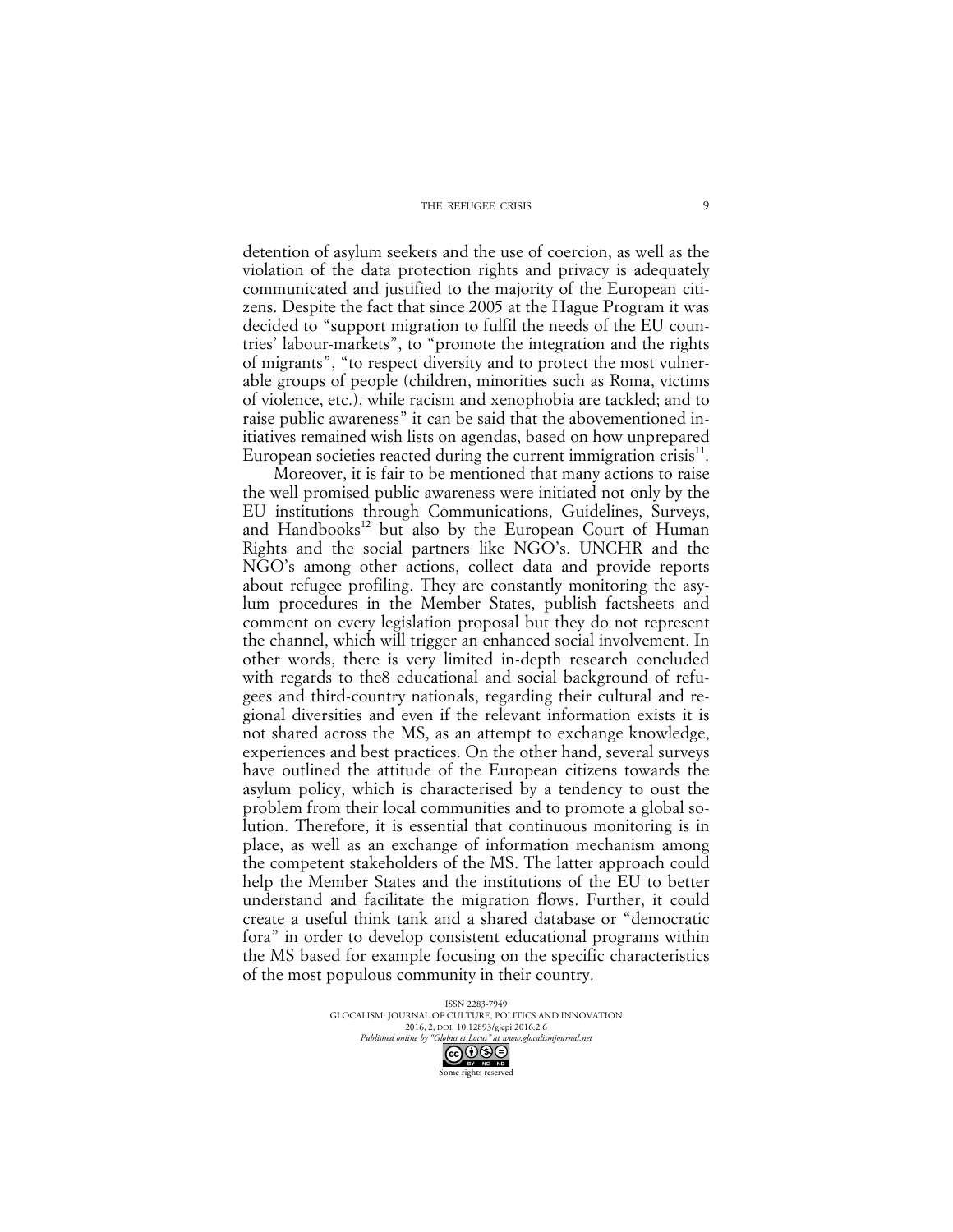detention of asylum seekers and the use of coercion, as well as the violation of the data protection rights and privacy is adequately communicated and justified to the majority of the European citizens. Despite the fact that since 2005 at the Hague Program it was decided to "support migration to fulfil the needs of the EU countries' labour-markets", to "promote the integration and the rights of migrants", "to respect diversity and to protect the most vulnerable groups of people (children, minorities such as Roma, victims of violence, etc.), while racism and xenophobia are tackled; and to raise public awareness" it can be said that the abovementioned initiatives remained wish lists on agendas, based on how unprepared European societies reacted during the current immigration crisis[11].

Moreover, it is fair to be mentioned that many actions to raise the well promised public awareness were initiated not only by the EU institutions through Communications, Guidelines, Surveys, and Handbooks[12] but also by the European Court of Human Rights and the social partners like NGO's. UNCHR and the NGO's among other actions, collect data and provide reports about refugee profiling. They are constantly monitoring the asylum procedures in the Member States, publish factsheets and comment on every legislation proposal but they do not represent the channel, which will trigger an enhanced social involvement. In other words, there is very limited in-depth research concluded with regards to the8 educational and social background of refugees and third-country nationals, regarding their cultural and regional diversities and even if the relevant information exists it is not shared across the MS, as an attempt to exchange knowledge, experiences and best practices. On the other hand, several surveys have outlined the attitude of the European citizens towards the asylum policy, which is characterised by a tendency to oust the problem from their local communities and to promote a global solution. Therefore, it is essential that continuous monitoring is in place, as well as an exchange of information mechanism among the competent stakeholders of the MS. The latter approach could help the Member States and the institutions of the EU to better understand and facilitate the migration flows. Further, it could create a useful think tank and a shared database or "democratic fora" in order to develop consistent educational programs within the MS based for example focusing on the specific characteristics of the most populous community in their country.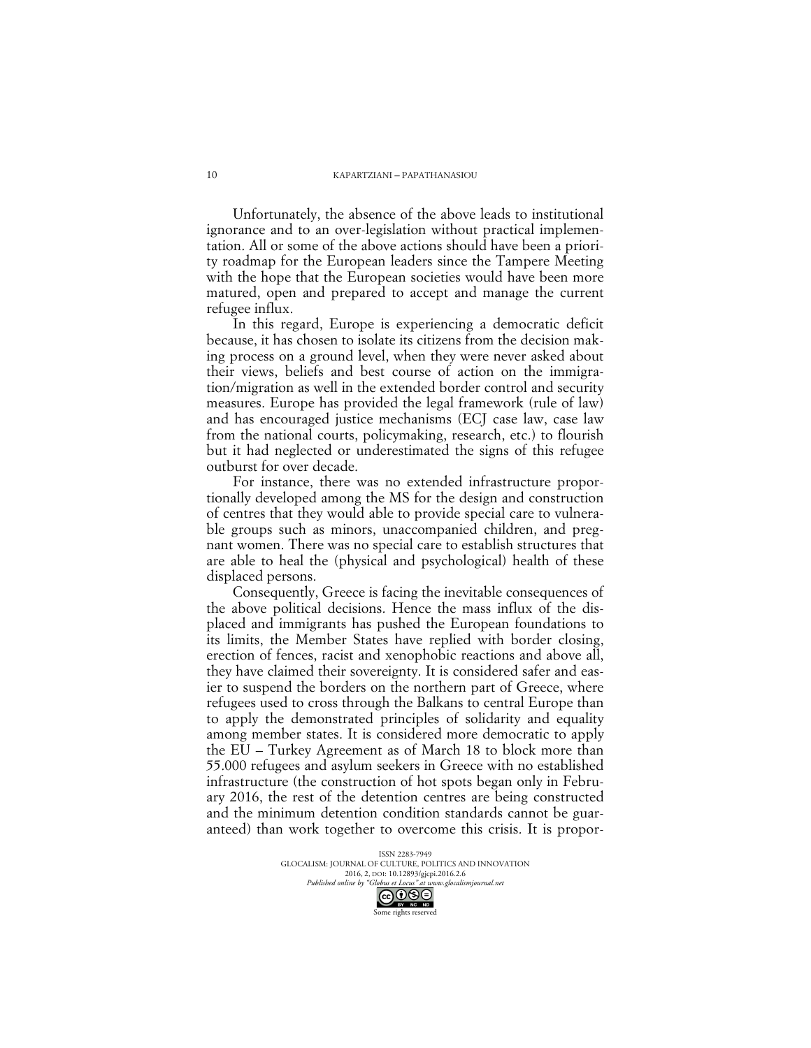Unfortunately, the absence of the above leads to institutional ignorance and to an over-legislation without practical implementation. All or some of the above actions should have been a priority roadmap for the European leaders since the Tampere Meeting with the hope that the European societies would have been more matured, open and prepared to accept and manage the current refugee influx.

In this regard, Europe is experiencing a democratic deficit because, it has chosen to isolate its citizens from the decision making process on a ground level, when they were never asked about their views, beliefs and best course of action on the immigration/migration as well in the extended border control and security measures. Europe has provided the legal framework (rule of law) and has encouraged justice mechanisms (ECJ case law, case law from the national courts, policymaking, research, etc.) to flourish but it had neglected or underestimated the signs of this refugee outburst for over decade.

For instance, there was no extended infrastructure proportionally developed among the MS for the design and construction of centres that they would able to provide special care to vulnerable groups such as minors, unaccompanied children, and pregnant women. There was no special care to establish structures that are able to heal the (physical and psychological) health of these displaced persons.

Consequently, Greece is facing the inevitable consequences of the above political decisions. Hence the mass influx of the displaced and immigrants has pushed the European foundations to its limits, the Member States have replied with border closing, erection of fences, racist and xenophobic reactions and above all, they have claimed their sovereignty. It is considered safer and easier to suspend the borders on the northern part of Greece, where refugees used to cross through the Balkans to central Europe than to apply the demonstrated principles of solidarity and equality among member states. It is considered more democratic to apply the EU – Turkey Agreement as of March 18 to block more than 55.000 refugees and asylum seekers in Greece with no established infrastructure (the construction of hot spots began only in February 2016, the rest of the detention centres are being constructed and the minimum detention condition standards cannot be guaranteed) than work together to overcome this crisis. It is propor-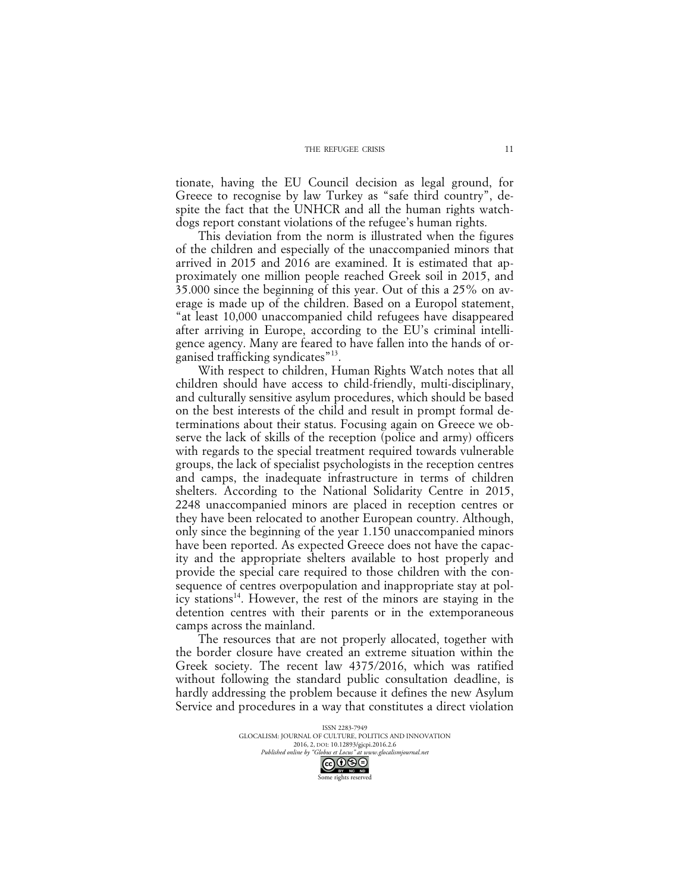tionate, having the EU Council decision as legal ground, for Greece to recognise by law Turkey as "safe third country", despite the fact that the UNHCR and all the human rights watchdogs report constant violations of the refugee's human rights.

This deviation from the norm is illustrated when the figures of the children and especially of the unaccompanied minors that arrived in 2015 and 2016 are examined. It is estimated that approximately one million people reached Greek soil in 2015, and 35.000 since the beginning of this year. Out of this a 25% on average is made up of the children. Based on a Europol statement, "at least 10,000 unaccompanied child refugees have disappeared after arriving in Europe, according to the EU's criminal intelligence agency. Many are feared to have fallen into the hands of organised trafficking syndicates"[13].

With respect to children, Human Rights Watch notes that all children should have access to child-friendly, multi-disciplinary, and culturally sensitive asylum procedures, which should be based on the best interests of the child and result in prompt formal determinations about their status. Focusing again on Greece we observe the lack of skills of the reception (police and army) officers with regards to the special treatment required towards vulnerable groups, the lack of specialist psychologists in the reception centres and camps, the inadequate infrastructure in terms of children shelters. According to the National Solidarity Centre in 2015, 2248 unaccompanied minors are placed in reception centres or they have been relocated to another European country. Although, only since the beginning of the year 1.150 unaccompanied minors have been reported. As expected Greece does not have the capacity and the appropriate shelters available to host properly and provide the special care required to those children with the consequence of centres overpopulation and inappropriate stay at policy stations[14]. However, the rest of the minors are staying in the detention centres with their parents or in the extemporaneous camps across the mainland.

The resources that are not properly allocated, together with the border closure have created an extreme situation within the Greek society. The recent law 4375/2016, which was ratified without following the standard public consultation deadline, is hardly addressing the problem because it defines the new Asylum Service and procedures in a way that constitutes a direct violation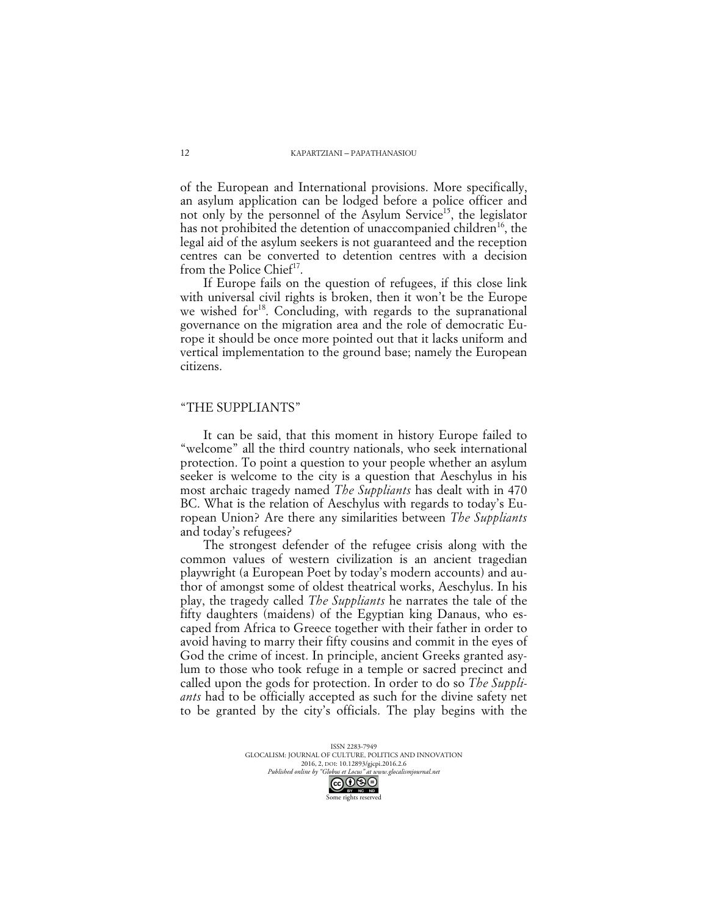of the European and International provisions. More specifically, an asylum application can be lodged before a police officer and not only by the personnel of the Asylum Service[15], the legislator has not prohibited the detention of unaccompanied children[16], the legal aid of the asylum seekers is not guaranteed and the reception centres can be converted to detention centres with a decision from the Police Chief[17].

If Europe fails on the question of refugees, if this close link with universal civil rights is broken, then it won't be the Europe we wished for[18]. Concluding, with regards to the supranational governance on the migration area and the role of democratic Europe it should be once more pointed out that it lacks uniform and vertical implementation to the ground base; namely the European citizens.

## "THE SUPPLIANTS"

It can be said, that this moment in history Europe failed to "welcome" all the third country nationals, who seek international protection. To point a question to your people whether an asylum seeker is welcome to the city is a question that Aeschylus in his most archaic tragedy named *The Suppliants* has dealt with in 470 BC. What is the relation of Aeschylus with regards to today's European Union? Are there any similarities between *The Suppliants* and today's refugees?

The strongest defender of the refugee crisis along with the common values of western civilization is an ancient tragedian playwright (a European Poet by today's modern accounts) and author of amongst some of oldest theatrical works, Aeschylus. In his play, the tragedy called *The Suppliants* he narrates the tale of the fifty daughters (maidens) of the Egyptian king Danaus, who escaped from Africa to Greece together with their father in order to avoid having to marry their fifty cousins and commit in the eyes of God the crime of incest. In principle, ancient Greeks granted asylum to those who took refuge in a temple or sacred precinct and called upon the gods for protection. In order to do so *The Suppliants* had to be officially accepted as such for the divine safety net to be granted by the city's officials. The play begins with the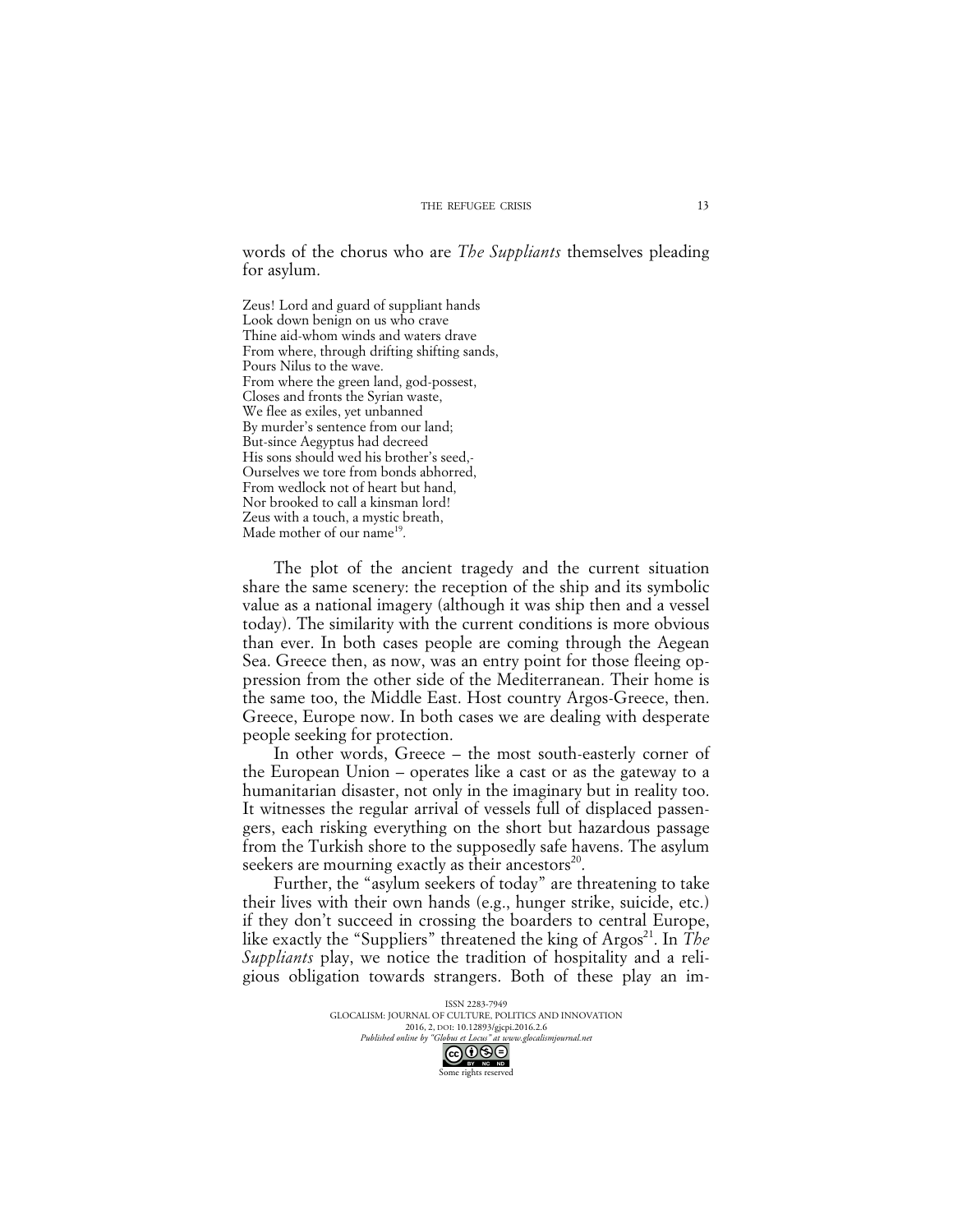words of the chorus who are *The Suppliants* themselves pleading for asylum.

Zeus! Lord and guard of suppliant hands
Look down benign on us who crave
Thine aid-whom winds and waters drave
From where, through drifting shifting sands,
Pours Nilus to the wave.
From where the green land, god-possest,
Closes and fronts the Syrian waste,
We flee as exiles, yet unbanned
By murder's sentence from our land;
But-since Aegyptus had decreed
His sons should wed his brother's seed,-
Ourselves we tore from bonds abhorred,
From wedlock not of heart but hand,
Nor brooked to call a kinsman lord!
Zeus with a touch, a mystic breath,
Made mother of our name[19].

The plot of the ancient tragedy and the current situation share the same scenery: the reception of the ship and its symbolic value as a national imagery (although it was ship then and a vessel today). The similarity with the current conditions is more obvious than ever. In both cases people are coming through the Aegean Sea. Greece then, as now, was an entry point for those fleeing oppression from the other side of the Mediterranean. Their home is the same too, the Middle East. Host country Argos-Greece, then. Greece, Europe now. In both cases we are dealing with desperate people seeking for protection.

In other words, Greece – the most south-easterly corner of the European Union – operates like a cast or as the gateway to a humanitarian disaster, not only in the imaginary but in reality too. It witnesses the regular arrival of vessels full of displaced passengers, each risking everything on the short but hazardous passage from the Turkish shore to the supposedly safe havens. The asylum seekers are mourning exactly as their ancestors[20].

Further, the "asylum seekers of today" are threatening to take their lives with their own hands (e.g., hunger strike, suicide, etc.) if they don't succeed in crossing the boarders to central Europe, like exactly the "Suppliers" threatened the king of Argos[21]. In *The Suppliants* play, we notice the tradition of hospitality and a religious obligation towards strangers. Both of these play an im-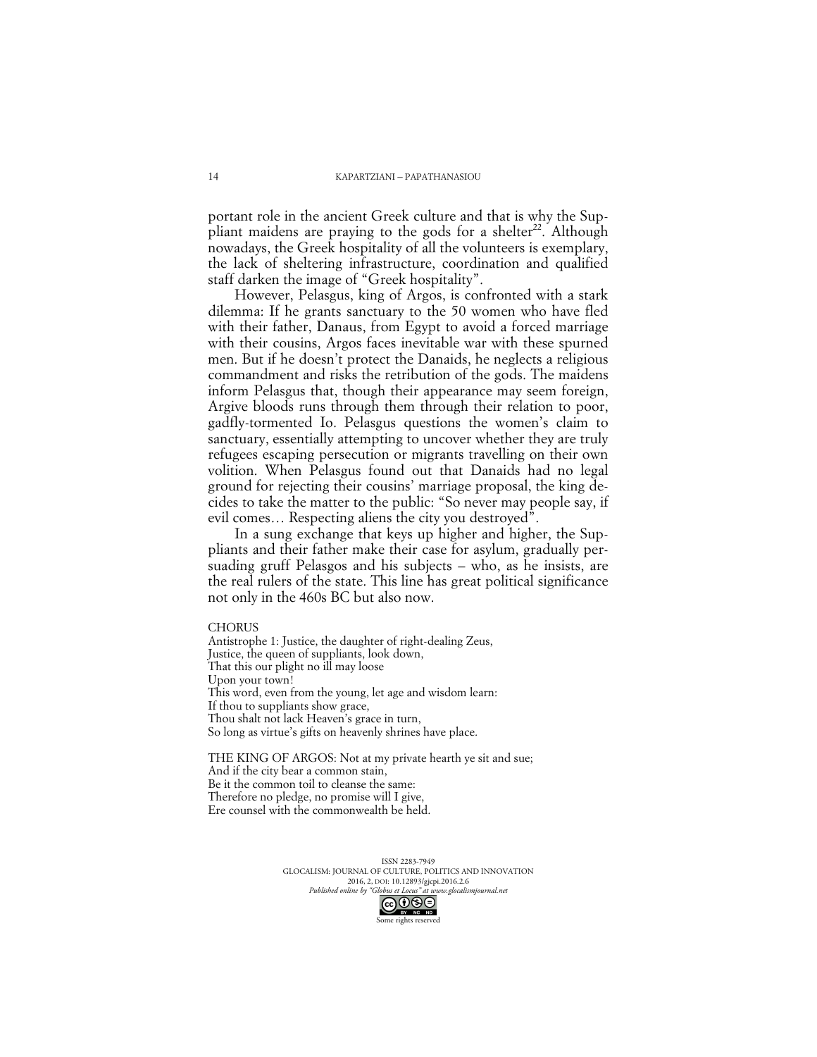portant role in the ancient Greek culture and that is why the Suppliant maidens are praying to the gods for a shelter[22]. Although nowadays, the Greek hospitality of all the volunteers is exemplary, the lack of sheltering infrastructure, coordination and qualified staff darken the image of "Greek hospitality".

However, Pelasgus, king of Argos, is confronted with a stark dilemma: If he grants sanctuary to the 50 women who have fled with their father, Danaus, from Egypt to avoid a forced marriage with their cousins, Argos faces inevitable war with these spurned men. But if he doesn't protect the Danaids, he neglects a religious commandment and risks the retribution of the gods. The maidens inform Pelasgus that, though their appearance may seem foreign, Argive bloods runs through them through their relation to poor, gadfly-tormented Io. Pelasgus questions the women's claim to sanctuary, essentially attempting to uncover whether they are truly refugees escaping persecution or migrants travelling on their own volition. When Pelasgus found out that Danaids had no legal ground for rejecting their cousins' marriage proposal, the king decides to take the matter to the public: "So never may people say, if evil comes… Respecting aliens the city you destroyed".

In a sung exchange that keys up higher and higher, the Suppliants and their father make their case for asylum, gradually persuading gruff Pelasgos and his subjects – who, as he insists, are the real rulers of the state. This line has great political significance not only in the 460s BC but also now.

CHORUS
Antistrophe 1: Justice, the daughter of right-dealing Zeus,
Justice, the queen of suppliants, look down,
That this our plight no ill may loose
Upon your town!
This word, even from the young, let age and wisdom learn:
If thou to suppliants show grace,
Thou shalt not lack Heaven's grace in turn,
So long as virtue's gifts on heavenly shrines have place.

THE KING OF ARGOS: Not at my private hearth ye sit and sue;
And if the city bear a common stain,
Be it the common toil to cleanse the same:
Therefore no pledge, no promise will I give,
Ere counsel with the commonwealth be held.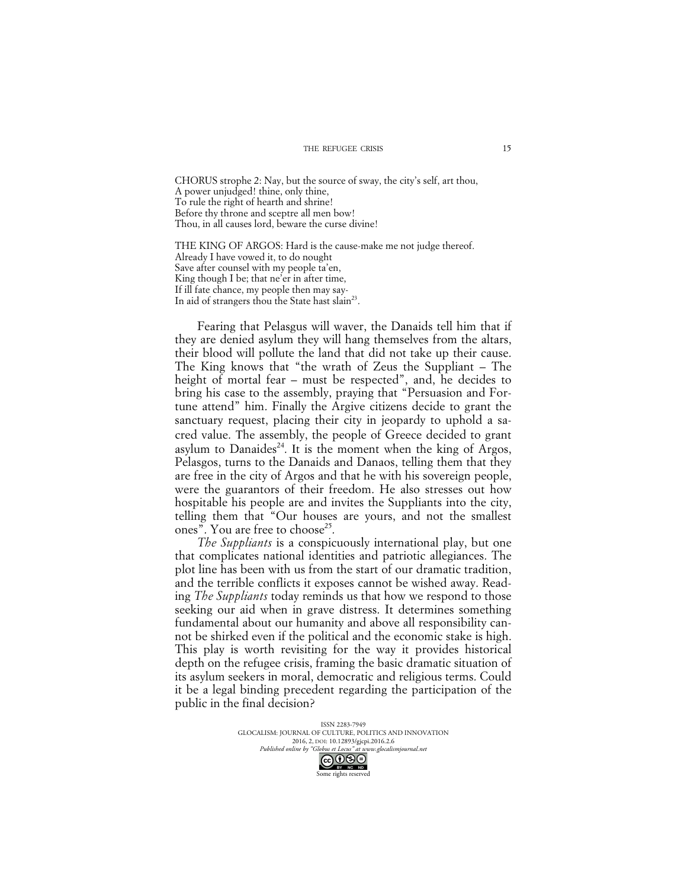CHORUS strophe 2: Nay, but the source of sway, the city's self, art thou,  
A power unjudged! thine, only thine,  
To rule the right of hearth and shrine!  
Before thy throne and sceptre all men bow!  
Thou, in all causes lord, beware the curse divine!

THE KING OF ARGOS: Hard is the cause-make me not judge thereof.  
Already I have vowed it, to do nought  
Save after counsel with my people ta'en,  
King though I be; that ne'er in after time,  
If ill fate chance, my people then may say-  
In aid of strangers thou the State hast slain[23].

Fearing that Pelasgus will waver, the Danaids tell him that if they are denied asylum they will hang themselves from the altars, their blood will pollute the land that did not take up their cause. The King knows that "the wrath of Zeus the Suppliant – The height of mortal fear – must be respected", and, he decides to bring his case to the assembly, praying that "Persuasion and Fortune attend" him. Finally the Argive citizens decide to grant the sanctuary request, placing their city in jeopardy to uphold a sacred value. The assembly, the people of Greece decided to grant asylum to Danaides[24]. It is the moment when the king of Argos, Pelasgos, turns to the Danaids and Danaos, telling them that they are free in the city of Argos and that he with his sovereign people, were the guarantors of their freedom. He also stresses out how hospitable his people are and invites the Suppliants into the city, telling them that "Our houses are yours, and not the smallest ones". You are free to choose[25].

*The Suppliants* is a conspicuously international play, but one that complicates national identities and patriotic allegiances. The plot line has been with us from the start of our dramatic tradition, and the terrible conflicts it exposes cannot be wished away. Reading *The Suppliants* today reminds us that how we respond to those seeking our aid when in grave distress. It determines something fundamental about our humanity and above all responsibility cannot be shirked even if the political and the economic stake is high. This play is worth revisiting for the way it provides historical depth on the refugee crisis, framing the basic dramatic situation of its asylum seekers in moral, democratic and religious terms. Could it be a legal binding precedent regarding the participation of the public in the final decision?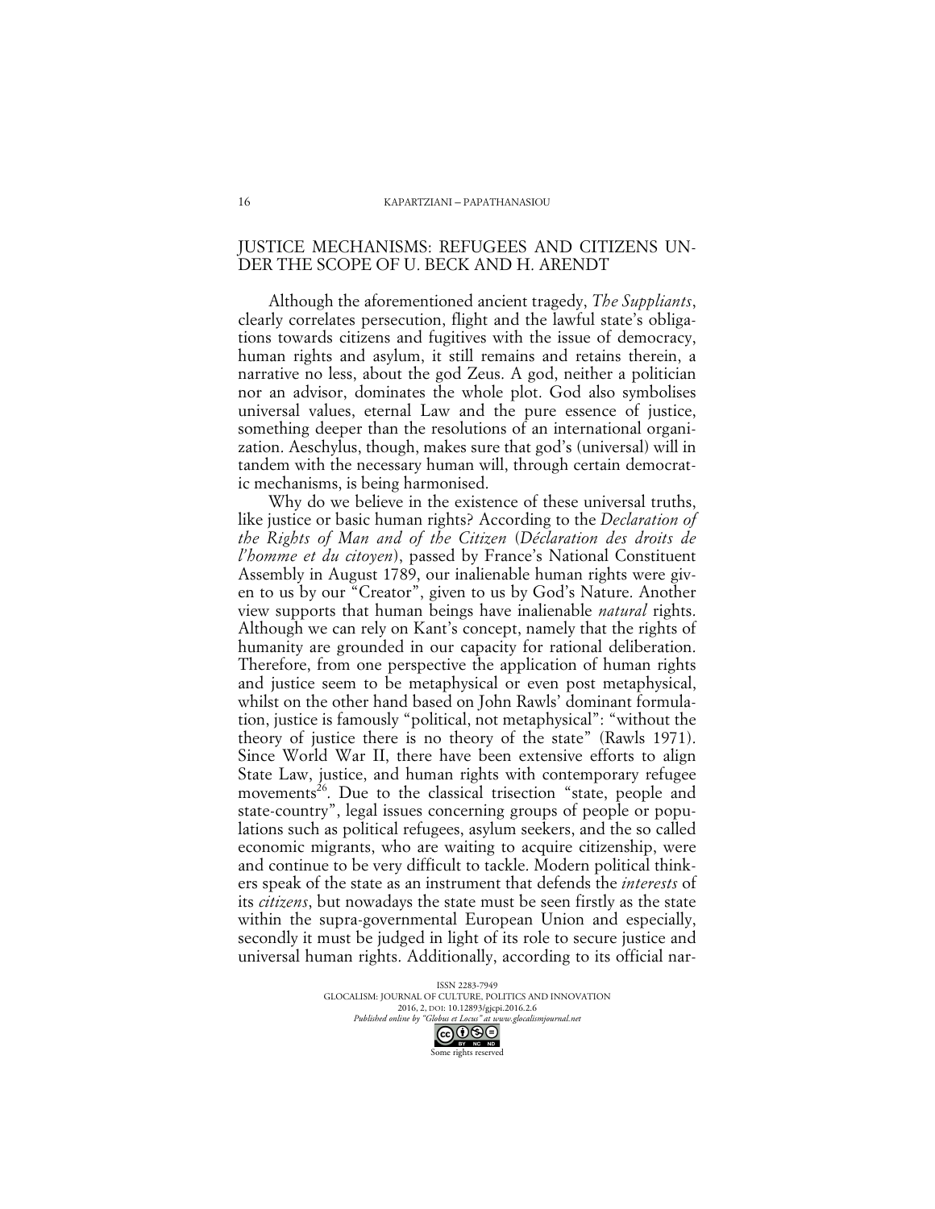## JUSTICE MECHANISMS: REFUGEES AND CITIZENS UNDER THE SCOPE OF U. BECK AND H. ARENDT

Although the aforementioned ancient tragedy, *The Suppliants*, clearly correlates persecution, flight and the lawful state's obligations towards citizens and fugitives with the issue of democracy, human rights and asylum, it still remains and retains therein, a narrative no less, about the god Zeus. A god, neither a politician nor an advisor, dominates the whole plot. God also symbolises universal values, eternal Law and the pure essence of justice, something deeper than the resolutions of an international organization. Aeschylus, though, makes sure that god's (universal) will in tandem with the necessary human will, through certain democratic mechanisms, is being harmonised.

Why do we believe in the existence of these universal truths, like justice or basic human rights? According to the *Declaration of the Rights of Man and of the Citizen* (*Déclaration des droits de l'homme et du citoyen*), passed by France's National Constituent Assembly in August 1789, our inalienable human rights were given to us by our "Creator", given to us by God's Nature. Another view supports that human beings have inalienable *natural* rights. Although we can rely on Kant's concept, namely that the rights of humanity are grounded in our capacity for rational deliberation. Therefore, from one perspective the application of human rights and justice seem to be metaphysical or even post metaphysical, whilst on the other hand based on John Rawls' dominant formulation, justice is famously "political, not metaphysical": "without the theory of justice there is no theory of the state" (Rawls 1971). Since World War II, there have been extensive efforts to align State Law, justice, and human rights with contemporary refugee movements[26]. Due to the classical trisection "state, people and state-country", legal issues concerning groups of people or populations such as political refugees, asylum seekers, and the so called economic migrants, who are waiting to acquire citizenship, were and continue to be very difficult to tackle. Modern political thinkers speak of the state as an instrument that defends the *interests* of its *citizens*, but nowadays the state must be seen firstly as the state within the supra-governmental European Union and especially, secondly it must be judged in light of its role to secure justice and universal human rights. Additionally, according to its official nar-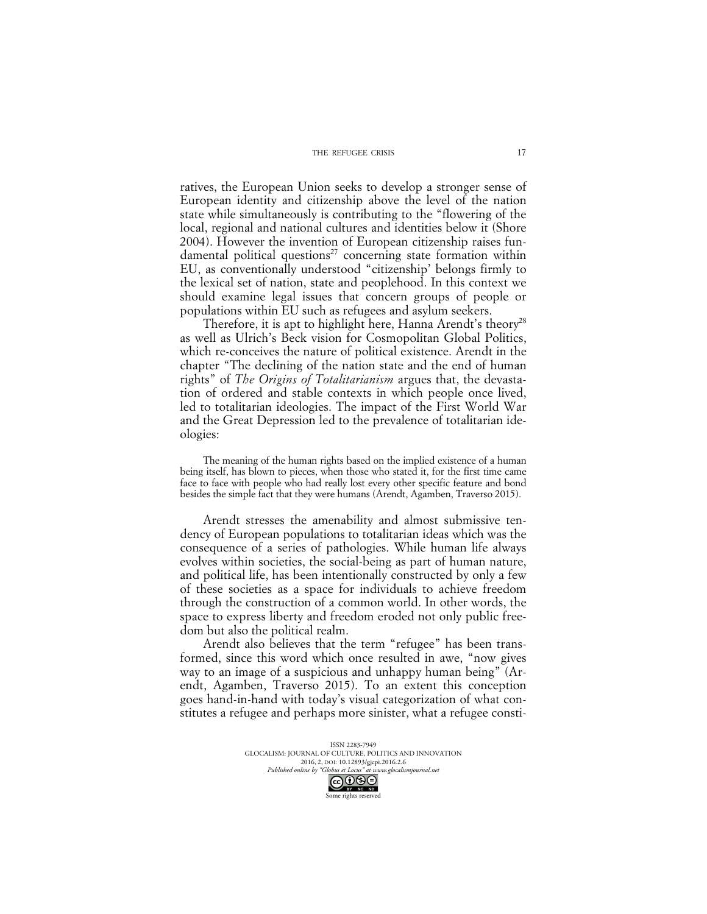ratives, the European Union seeks to develop a stronger sense of European identity and citizenship above the level of the nation state while simultaneously is contributing to the "flowering of the local, regional and national cultures and identities below it (Shore 2004). However the invention of European citizenship raises fundamental political questions[27] concerning state formation within EU, as conventionally understood "citizenship' belongs firmly to the lexical set of nation, state and peoplehood. In this context we should examine legal issues that concern groups of people or populations within EU such as refugees and asylum seekers.

Therefore, it is apt to highlight here, Hanna Arendt's theory[28] as well as Ulrich's Beck vision for Cosmopolitan Global Politics, which re-conceives the nature of political existence. Arendt in the chapter "The declining of the nation state and the end of human rights" of *The Origins of Totalitarianism* argues that, the devastation of ordered and stable contexts in which people once lived, led to totalitarian ideologies. The impact of the First World War and the Great Depression led to the prevalence of totalitarian ideologies:

> The meaning of the human rights based on the implied existence of a human being itself, has blown to pieces, when those who stated it, for the first time came face to face with people who had really lost every other specific feature and bond besides the simple fact that they were humans (Arendt, Agamben, Traverso 2015).

Arendt stresses the amenability and almost submissive tendency of European populations to totalitarian ideas which was the consequence of a series of pathologies. While human life always evolves within societies, the social-being as part of human nature, and political life, has been intentionally constructed by only a few of these societies as a space for individuals to achieve freedom through the construction of a common world. In other words, the space to express liberty and freedom eroded not only public freedom but also the political realm.

Arendt also believes that the term "refugee" has been transformed, since this word which once resulted in awe, "now gives way to an image of a suspicious and unhappy human being" (Arendt, Agamben, Traverso 2015). To an extent this conception goes hand-in-hand with today's visual categorization of what constitutes a refugee and perhaps more sinister, what a refugee consti-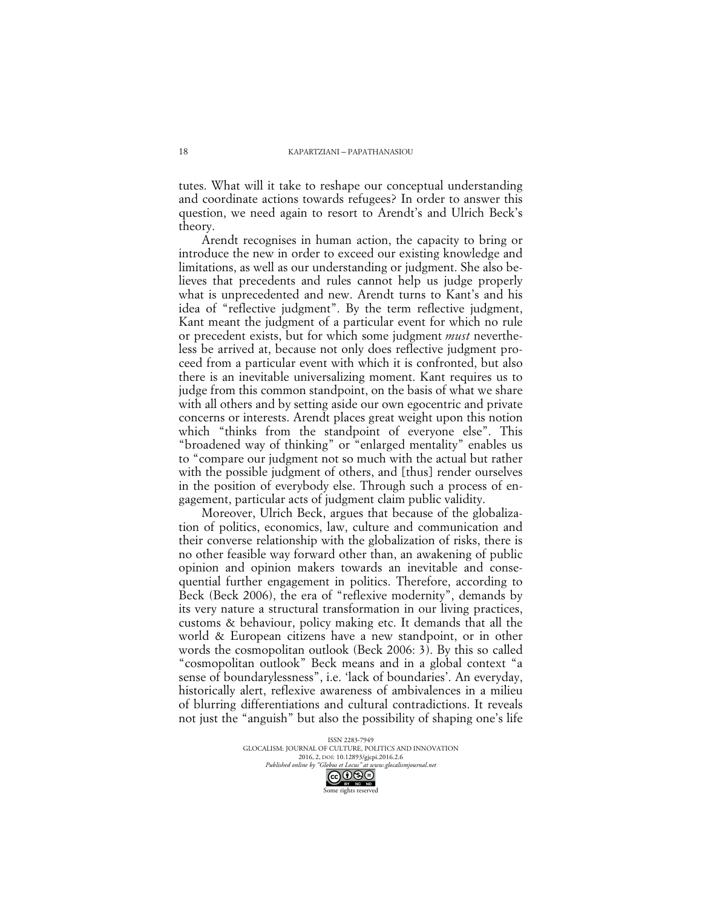tutes. What will it take to reshape our conceptual understanding and coordinate actions towards refugees? In order to answer this question, we need again to resort to Arendt's and Ulrich Beck's theory.

Arendt recognises in human action, the capacity to bring or introduce the new in order to exceed our existing knowledge and limitations, as well as our understanding or judgment. She also believes that precedents and rules cannot help us judge properly what is unprecedented and new. Arendt turns to Kant's and his idea of "reflective judgment". By the term reflective judgment, Kant meant the judgment of a particular event for which no rule or precedent exists, but for which some judgment *must* nevertheless be arrived at, because not only does reflective judgment proceed from a particular event with which it is confronted, but also there is an inevitable universalizing moment. Kant requires us to judge from this common standpoint, on the basis of what we share with all others and by setting aside our own egocentric and private concerns or interests. Arendt places great weight upon this notion which "thinks from the standpoint of everyone else". This "broadened way of thinking" or "enlarged mentality" enables us to "compare our judgment not so much with the actual but rather with the possible judgment of others, and [thus] render ourselves in the position of everybody else. Through such a process of engagement, particular acts of judgment claim public validity.

Moreover, Ulrich Beck, argues that because of the globalization of politics, economics, law, culture and communication and their converse relationship with the globalization of risks, there is no other feasible way forward other than, an awakening of public opinion and opinion makers towards an inevitable and consequential further engagement in politics. Therefore, according to Beck (Beck 2006), the era of "reflexive modernity", demands by its very nature a structural transformation in our living practices, customs & behaviour, policy making etc. It demands that all the world & European citizens have a new standpoint, or in other words the cosmopolitan outlook (Beck 2006: 3). By this so called "cosmopolitan outlook" Beck means and in a global context "a sense of boundarylessness", i.e. 'lack of boundaries'. An everyday, historically alert, reflexive awareness of ambivalences in a milieu of blurring differentiations and cultural contradictions. It reveals not just the "anguish" but also the possibility of shaping one's life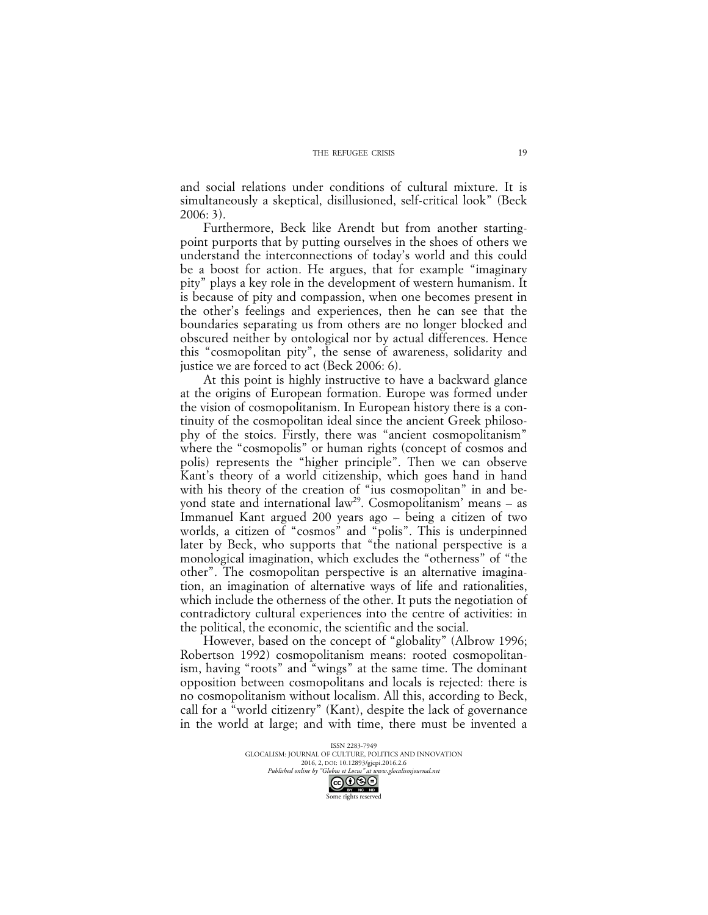and social relations under conditions of cultural mixture. It is simultaneously a skeptical, disillusioned, self-critical look" (Beck 2006: 3).

Furthermore, Beck like Arendt but from another starting-point purports that by putting ourselves in the shoes of others we understand the interconnections of today's world and this could be a boost for action. He argues, that for example "imaginary pity" plays a key role in the development of western humanism. It is because of pity and compassion, when one becomes present in the other's feelings and experiences, then he can see that the boundaries separating us from others are no longer blocked and obscured neither by ontological nor by actual differences. Hence this "cosmopolitan pity", the sense of awareness, solidarity and justice we are forced to act (Beck 2006: 6).

At this point is highly instructive to have a backward glance at the origins of European formation. Europe was formed under the vision of cosmopolitanism. In European history there is a continuity of the cosmopolitan ideal since the ancient Greek philosophy of the stoics. Firstly, there was "ancient cosmopolitanism" where the "cosmopolis" or human rights (concept of cosmos and polis) represents the "higher principle". Then we can observe Kant's theory of a world citizenship, which goes hand in hand with his theory of the creation of "ius cosmopolitan" in and beyond state and international law[29]. Cosmopolitanism' means – as Immanuel Kant argued 200 years ago – being a citizen of two worlds, a citizen of "cosmos" and "polis". This is underpinned later by Beck, who supports that "the national perspective is a monological imagination, which excludes the "otherness" of "the other". The cosmopolitan perspective is an alternative imagination, an imagination of alternative ways of life and rationalities, which include the otherness of the other. It puts the negotiation of contradictory cultural experiences into the centre of activities: in the political, the economic, the scientific and the social.

However, based on the concept of "globality" (Albrow 1996; Robertson 1992) cosmopolitanism means: rooted cosmopolitanism, having "roots" and "wings" at the same time. The dominant opposition between cosmopolitans and locals is rejected: there is no cosmopolitanism without localism. All this, according to Beck, call for a "world citizenry" (Kant), despite the lack of governance in the world at large; and with time, there must be invented a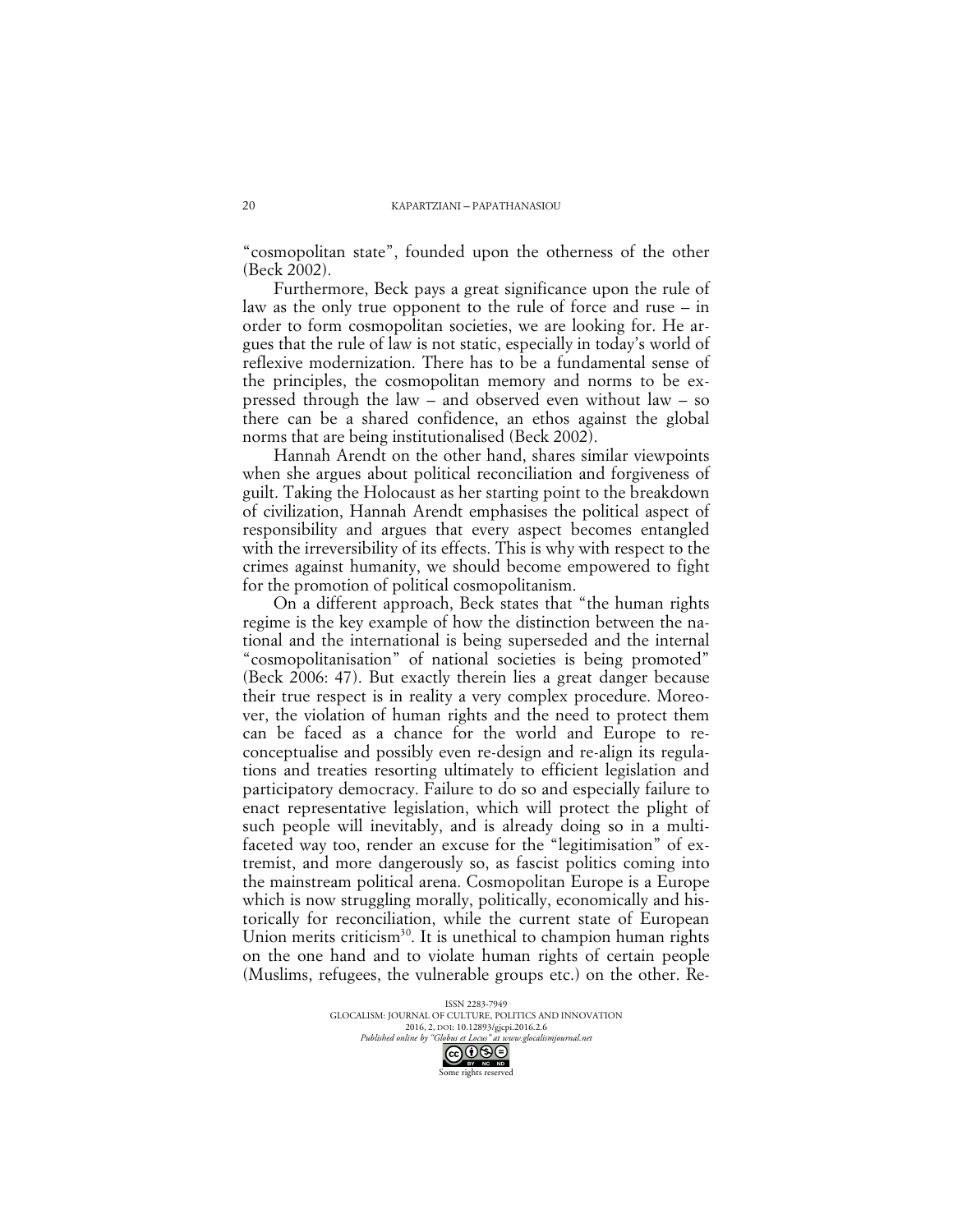"cosmopolitan state", founded upon the otherness of the other (Beck 2002).

Furthermore, Beck pays a great significance upon the rule of law as the only true opponent to the rule of force and ruse – in order to form cosmopolitan societies, we are looking for. He argues that the rule of law is not static, especially in today's world of reflexive modernization. There has to be a fundamental sense of the principles, the cosmopolitan memory and norms to be expressed through the law – and observed even without law – so there can be a shared confidence, an ethos against the global norms that are being institutionalised (Beck 2002).

Hannah Arendt on the other hand, shares similar viewpoints when she argues about political reconciliation and forgiveness of guilt. Taking the Holocaust as her starting point to the breakdown of civilization, Hannah Arendt emphasises the political aspect of responsibility and argues that every aspect becomes entangled with the irreversibility of its effects. This is why with respect to the crimes against humanity, we should become empowered to fight for the promotion of political cosmopolitanism.

On a different approach, Beck states that "the human rights regime is the key example of how the distinction between the national and the international is being superseded and the internal "cosmopolitanisation" of national societies is being promoted" (Beck 2006: 47). But exactly therein lies a great danger because their true respect is in reality a very complex procedure. Moreover, the violation of human rights and the need to protect them can be faced as a chance for the world and Europe to re-conceptualise and possibly even re-design and re-align its regulations and treaties resorting ultimately to efficient legislation and participatory democracy. Failure to do so and especially failure to enact representative legislation, which will protect the plight of such people will inevitably, and is already doing so in a multi-faceted way too, render an excuse for the "legitimisation" of extremist, and more dangerously so, as fascist politics coming into the mainstream political arena. Cosmopolitan Europe is a Europe which is now struggling morally, politically, economically and historically for reconciliation, while the current state of European Union merits criticism[30]. It is unethical to champion human rights on the one hand and to violate human rights of certain people (Muslims, refugees, the vulnerable groups etc.) on the other. Re-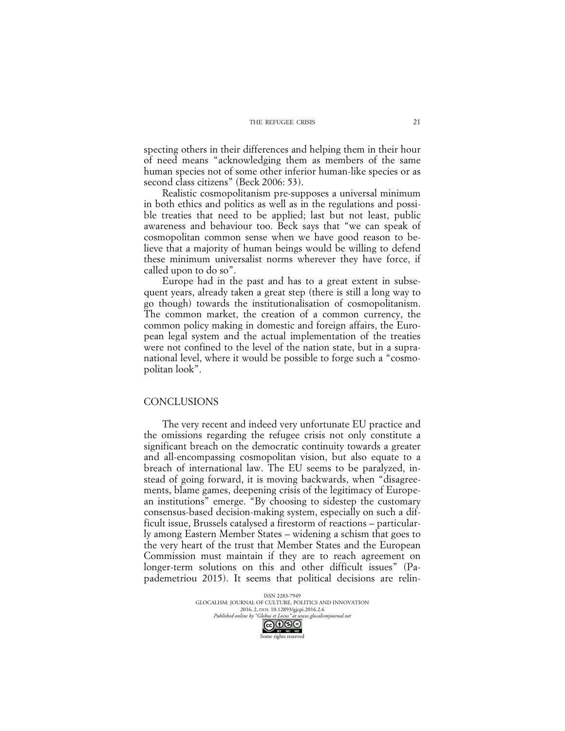specting others in their differences and helping them in their hour of need means "acknowledging them as members of the same human species not of some other inferior human-like species or as second class citizens" (Beck 2006: 53).

Realistic cosmopolitanism pre-supposes a universal minimum in both ethics and politics as well as in the regulations and possible treaties that need to be applied; last but not least, public awareness and behaviour too. Beck says that "we can speak of cosmopolitan common sense when we have good reason to believe that a majority of human beings would be willing to defend these minimum universalist norms wherever they have force, if called upon to do so".

Europe had in the past and has to a great extent in subsequent years, already taken a great step (there is still a long way to go though) towards the institutionalisation of cosmopolitanism. The common market, the creation of a common currency, the common policy making in domestic and foreign affairs, the European legal system and the actual implementation of the treaties were not confined to the level of the nation state, but in a supranational level, where it would be possible to forge such a "cosmopolitan look".

## CONCLUSIONS

The very recent and indeed very unfortunate EU practice and the omissions regarding the refugee crisis not only constitute a significant breach on the democratic continuity towards a greater and all-encompassing cosmopolitan vision, but also equate to a breach of international law. The EU seems to be paralyzed, instead of going forward, it is moving backwards, when "disagreements, blame games, deepening crisis of the legitimacy of European institutions" emerge. "By choosing to sidestep the customary consensus-based decision-making system, especially on such a difficult issue, Brussels catalysed a firestorm of reactions – particularly among Eastern Member States – widening a schism that goes to the very heart of the trust that Member States and the European Commission must maintain if they are to reach agreement on longer-term solutions on this and other difficult issues" (Papademetriou 2015). It seems that political decisions are relin-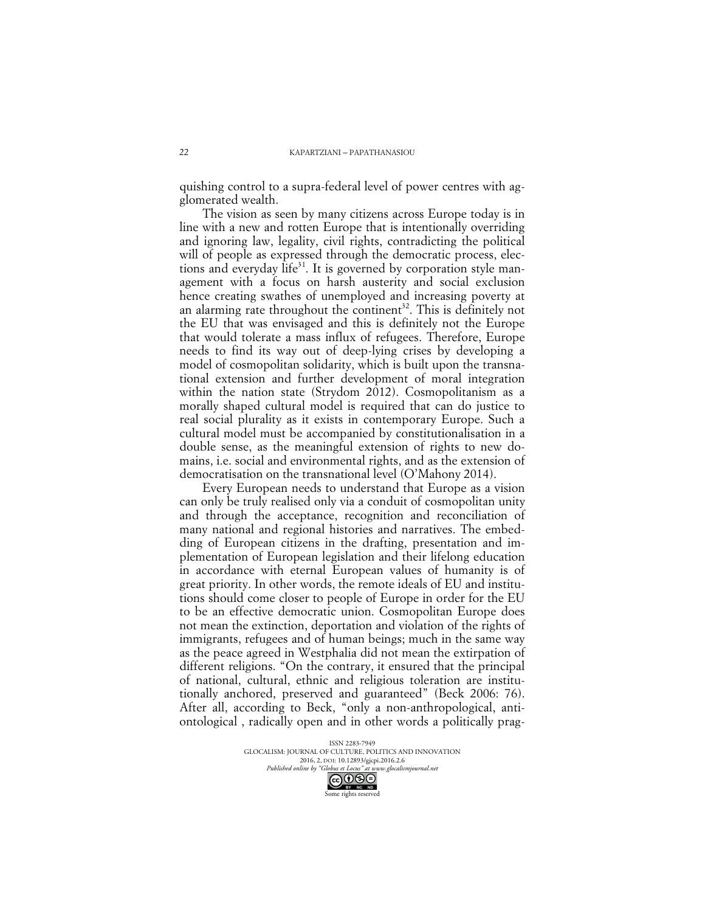quishing control to a supra-federal level of power centres with agglomerated wealth.

The vision as seen by many citizens across Europe today is in line with a new and rotten Europe that is intentionally overriding and ignoring law, legality, civil rights, contradicting the political will of people as expressed through the democratic process, elections and everyday life[31]. It is governed by corporation style management with a focus on harsh austerity and social exclusion hence creating swathes of unemployed and increasing poverty at an alarming rate throughout the continent[32]. This is definitely not the EU that was envisaged and this is definitely not the Europe that would tolerate a mass influx of refugees. Therefore, Europe needs to find its way out of deep-lying crises by developing a model of cosmopolitan solidarity, which is built upon the transnational extension and further development of moral integration within the nation state (Strydom 2012). Cosmopolitanism as a morally shaped cultural model is required that can do justice to real social plurality as it exists in contemporary Europe. Such a cultural model must be accompanied by constitutionalisation in a double sense, as the meaningful extension of rights to new domains, i.e. social and environmental rights, and as the extension of democratisation on the transnational level (O'Mahony 2014).

Every European needs to understand that Europe as a vision can only be truly realised only via a conduit of cosmopolitan unity and through the acceptance, recognition and reconciliation of many national and regional histories and narratives. The embedding of European citizens in the drafting, presentation and implementation of European legislation and their lifelong education in accordance with eternal European values of humanity is of great priority. In other words, the remote ideals of EU and institutions should come closer to people of Europe in order for the EU to be an effective democratic union. Cosmopolitan Europe does not mean the extinction, deportation and violation of the rights of immigrants, refugees and of human beings; much in the same way as the peace agreed in Westphalia did not mean the extirpation of different religions. "On the contrary, it ensured that the principal of national, cultural, ethnic and religious toleration are institutionally anchored, preserved and guaranteed" (Beck 2006: 76). After all, according to Beck, "only a non-anthropological, anti-ontological , radically open and in other words a politically prag-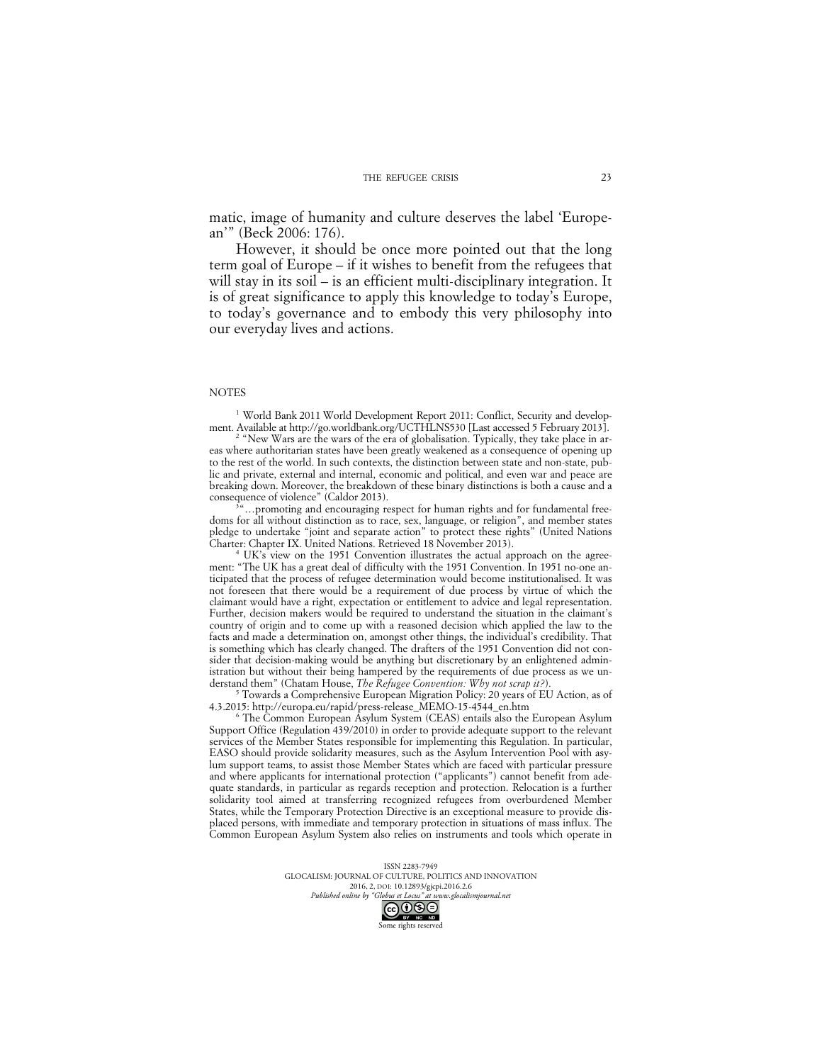matic, image of humanity and culture deserves the label 'European'" (Beck 2006: 176).

However, it should be once more pointed out that the long term goal of Europe – if it wishes to benefit from the refugees that will stay in its soil – is an efficient multi-disciplinary integration. It is of great significance to apply this knowledge to today's Europe, to today's governance and to embody this very philosophy into our everyday lives and actions.

NOTES

[1] World Bank 2011 World Development Report 2011: Conflict, Security and development. Available at http://go.worldbank.org/UCTHLNS530 [Last accessed 5 February 2013].

[2] "New Wars are the wars of the era of globalisation. Typically, they take place in areas where authoritarian states have been greatly weakened as a consequence of opening up to the rest of the world. In such contexts, the distinction between state and non-state, public and private, external and internal, economic and political, and even war and peace are breaking down. Moreover, the breakdown of these binary distinctions is both a cause and a consequence of violence" (Caldor 2013).

[3] "…promoting and encouraging respect for human rights and for fundamental freedoms for all without distinction as to race, sex, language, or religion", and member states pledge to undertake "joint and separate action" to protect these rights" (United Nations Charter: Chapter IX. United Nations. Retrieved 18 November 2013).

[4] UK's view on the 1951 Convention illustrates the actual approach on the agreement: "The UK has a great deal of difficulty with the 1951 Convention. In 1951 no-one anticipated that the process of refugee determination would become institutionalised. It was not foreseen that there would be a requirement of due process by virtue of which the claimant would have a right, expectation or entitlement to advice and legal representation. Further, decision makers would be required to understand the situation in the claimant's country of origin and to come up with a reasoned decision which applied the law to the facts and made a determination on, amongst other things, the individual's credibility. That is something which has clearly changed. The drafters of the 1951 Convention did not consider that decision-making would be anything but discretionary by an enlightened administration but without their being hampered by the requirements of due process as we understand them" (Chatam House, *The Refugee Convention: Why not scrap it?*).

[5] Towards a Comprehensive European Migration Policy: 20 years of EU Action, as of 4.3.2015: http://europa.eu/rapid/press-release_MEMO-15-4544_en.htm

[6] The Common European Asylum System (CEAS) entails also the European Asylum Support Office (Regulation 439/2010) in order to provide adequate support to the relevant services of the Member States responsible for implementing this Regulation. In particular, EASO should provide solidarity measures, such as the Asylum Intervention Pool with asylum support teams, to assist those Member States which are faced with particular pressure and where applicants for international protection ("applicants") cannot benefit from adequate standards, in particular as regards reception and protection. Relocation is a further solidarity tool aimed at transferring recognized refugees from overburdened Member States, while the Temporary Protection Directive is an exceptional measure to provide displaced persons, with immediate and temporary protection in situations of mass influx. The Common European Asylum System also relies on instruments and tools which operate in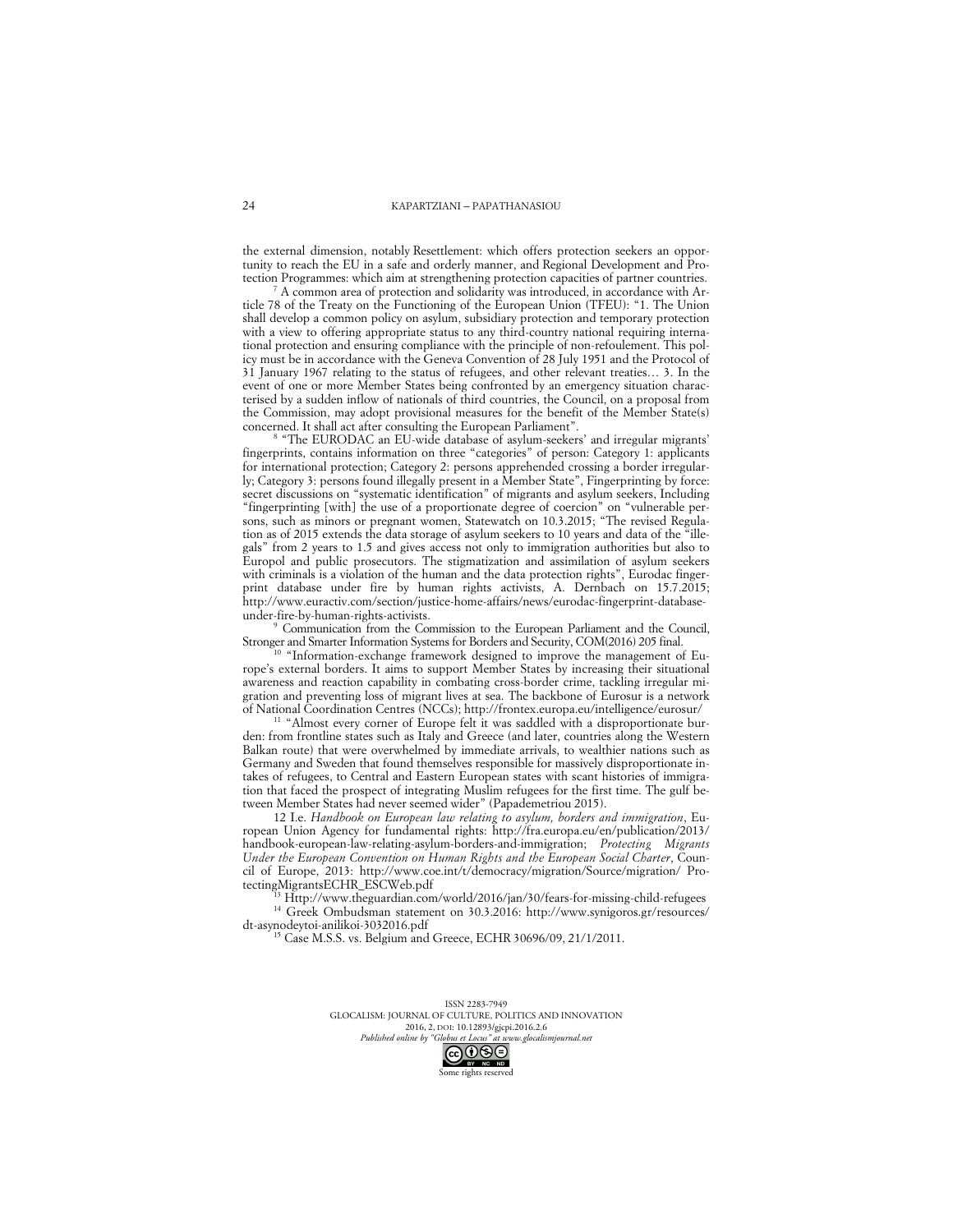the external dimension, notably Resettlement: which offers protection seekers an opportunity to reach the EU in a safe and orderly manner, and Regional Development and Protection Programmes: which aim at strengthening protection capacities of partner countries.

[7] A common area of protection and solidarity was introduced, in accordance with Article 78 of the Treaty on the Functioning of the European Union (TFEU): "1. The Union shall develop a common policy on asylum, subsidiary protection and temporary protection with a view to offering appropriate status to any third-country national requiring international protection and ensuring compliance with the principle of non-refoulement. This policy must be in accordance with the Geneva Convention of 28 July 1951 and the Protocol of 31 January 1967 relating to the status of refugees, and other relevant treaties… 3. In the event of one or more Member States being confronted by an emergency situation characterised by a sudden inflow of nationals of third countries, the Council, on a proposal from the Commission, may adopt provisional measures for the benefit of the Member State(s) concerned. It shall act after consulting the European Parliament".

[8] "The EURODAC an EU-wide database of asylum-seekers' and irregular migrants' fingerprints, contains information on three "categories" of person: Category 1: applicants for international protection; Category 2: persons apprehended crossing a border irregularly; Category 3: persons found illegally present in a Member State", Fingerprinting by force: secret discussions on "systematic identification" of migrants and asylum seekers, Including "fingerprinting [with] the use of a proportionate degree of coercion" on "vulnerable persons, such as minors or pregnant women, Statewatch on 10.3.2015; "The revised Regulation as of 2015 extends the data storage of asylum seekers to 10 years and data of the "illegals" from 2 years to 1.5 and gives access not only to immigration authorities but also to Europol and public prosecutors. The stigmatization and assimilation of asylum seekers with criminals is a violation of the human and the data protection rights", Eurodac fingerprint database under fire by human rights activists, A. Dernbach on 15.7.2015; http://www.euractiv.com/section/justice-home-affairs/news/eurodac-fingerprint-database-under-fire-by-human-rights-activists.

[9] Communication from the Commission to the European Parliament and the Council, Stronger and Smarter Information Systems for Borders and Security, COM(2016) 205 final.

[10] "Information-exchange framework designed to improve the management of Europe's external borders. It aims to support Member States by increasing their situational awareness and reaction capability in combating cross-border crime, tackling irregular migration and preventing loss of migrant lives at sea. The backbone of Eurosur is a network of National Coordination Centres (NCCs); http://frontex.europa.eu/intelligence/eurosur/

[11] "Almost every corner of Europe felt it was saddled with a disproportionate burden: from frontline states such as Italy and Greece (and later, countries along the Western Balkan route) that were overwhelmed by immediate arrivals, to wealthier nations such as Germany and Sweden that found themselves responsible for massively disproportionate intakes of refugees, to Central and Eastern European states with scant histories of immigration that faced the prospect of integrating Muslim refugees for the first time. The gulf between Member States had never seemed wider" (Papademetriou 2015).

12 I.e. *Handbook on European law relating to asylum, borders and immigration*, European Union Agency for fundamental rights: http://fra.europa.eu/en/publication/2013/handbook-european-law-relating-asylum-borders-and-immigration; *Protecting Migrants Under the European Convention on Human Rights and the European Social Charter*, Council of Europe, 2013: http://www.coe.int/t/democracy/migration/Source/migration/ProtectingMigrantsECHR_ESCWeb.pdf

[13] Http://www.theguardian.com/world/2016/jan/30/fears-for-missing-child-refugees

[14] Greek Ombudsman statement on 30.3.2016: http://www.synigoros.gr/resources/dt-asynodeytoi-anilikoi-3032016.pdf

[15] Case M.S.S. vs. Belgium and Greece, ECHR 30696/09, 21/1/2011.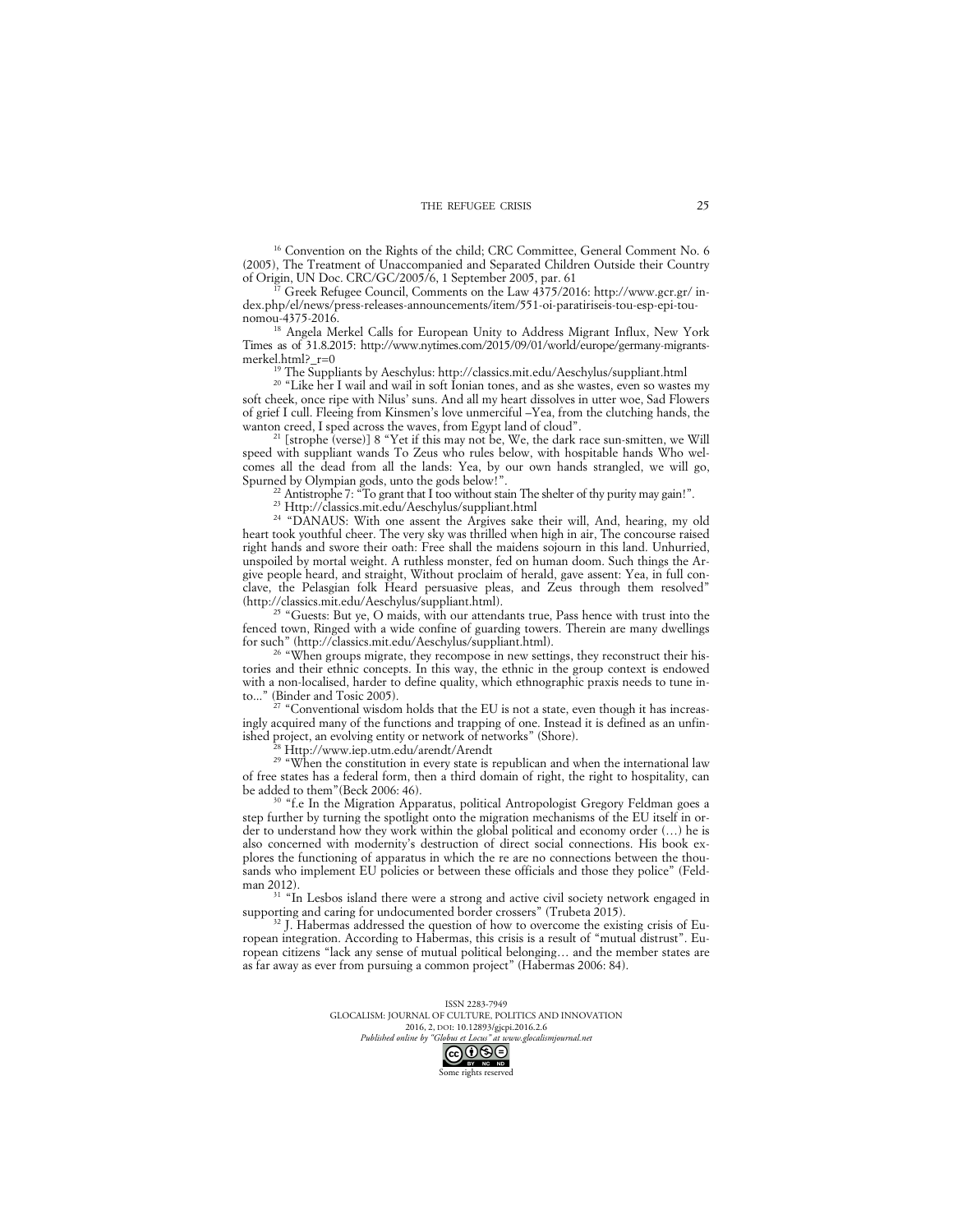[16] Convention on the Rights of the child; CRC Committee, General Comment No. 6 (2005), The Treatment of Unaccompanied and Separated Children Outside their Country of Origin, UN Doc. CRC/GC/2005/6, 1 September 2005, par. 61

[17] Greek Refugee Council, Comments on the Law 4375/2016: http://www.gcr.gr/ index.php/el/news/press-releases-announcements/item/551-oi-paratiriseis-tou-esp-epi-tou-nomou-4375-2016.

[18] Angela Merkel Calls for European Unity to Address Migrant Influx, New York Times as of 31.8.2015: http://www.nytimes.com/2015/09/01/world/europe/germany-migrants-merkel.html?_r=0

[19] The Suppliants by Aeschylus: http://classics.mit.edu/Aeschylus/suppliant.html

[20] "Like her I wail and wail in soft Ionian tones, and as she wastes, even so wastes my soft cheek, once ripe with Nilus' suns. And all my heart dissolves in utter woe, Sad Flowers of grief I cull. Fleeing from Kinsmen's love unmerciful –Yea, from the clutching hands, the wanton creed, I sped across the waves, from Egypt land of cloud".

[21] [strophe (verse)] 8 "Yet if this may not be, We, the dark race sun-smitten, we Will speed with suppliant wands To Zeus who rules below, with hospitable hands Who welcomes all the dead from all the lands: Yea, by our own hands strangled, we will go, Spurned by Olympian gods, unto the gods below!".

[22] Antistrophe 7: "To grant that I too without stain The shelter of thy purity may gain!".

[23] Http://classics.mit.edu/Aeschylus/suppliant.html

[24] "DANAUS: With one assent the Argives sake their will, And, hearing, my old heart took youthful cheer. The very sky was thrilled when high in air, The concourse raised right hands and swore their oath: Free shall the maidens sojourn in this land. Unhurried, unspoiled by mortal weight. A ruthless monster, fed on human doom. Such things the Argive people heard, and straight, Without proclaim of herald, gave assent: Yea, in full conclave, the Pelasgian folk Heard persuasive pleas, and Zeus through them resolved" (http://classics.mit.edu/Aeschylus/suppliant.html).

[25] "Guests: But ye, O maids, with our attendants true, Pass hence with trust into the fenced town, Ringed with a wide confine of guarding towers. Therein are many dwellings for such" (http://classics.mit.edu/Aeschylus/suppliant.html).

[26] "When groups migrate, they recompose in new settings, they reconstruct their histories and their ethnic concepts. In this way, the ethnic in the group context is endowed with a non-localised, harder to define quality, which ethnographic praxis needs to tune into..." (Binder and Tosic 2005).

[27] "Conventional wisdom holds that the EU is not a state, even though it has increasingly acquired many of the functions and trapping of one. Instead it is defined as an unfinished project, an evolving entity or network of networks" (Shore).

[28] Http://www.iep.utm.edu/arendt/Arendt

[29] "When the constitution in every state is republican and when the international law of free states has a federal form, then a third domain of right, the right to hospitality, can be added to them"(Beck 2006: 46).

[30] "f.e In the Migration Apparatus, political Antropologist Gregory Feldman goes a step further by turning the spotlight onto the migration mechanisms of the EU itself in order to understand how they work within the global political and economy order (…) he is also concerned with modernity's destruction of direct social connections. His book explores the functioning of apparatus in which the re are no connections between the thousands who implement EU policies or between these officials and those they police" (Feldman 2012).

[31] "In Lesbos island there were a strong and active civil society network engaged in supporting and caring for undocumented border crossers" (Trubeta 2015).

[32] J. Habermas addressed the question of how to overcome the existing crisis of European integration. According to Habermas, this crisis is a result of "mutual distrust". European citizens "lack any sense of mutual political belonging… and the member states are as far away as ever from pursuing a common project" (Habermas 2006: 84).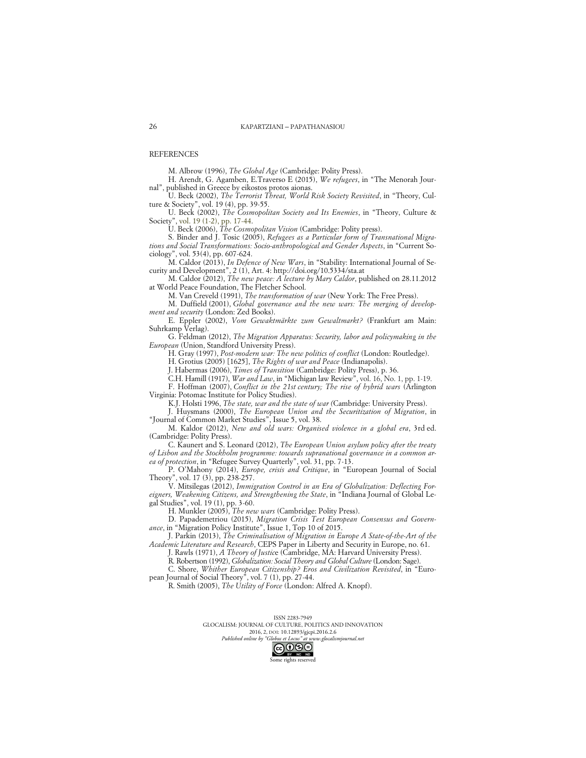## REFERENCES

M. Albrow (1996), *The Global Age* (Cambridge: Polity Press).

H. Arendt, G. Agamben, E.Traverso E (2015), *We refugees*, in "The Menorah Journal", published in Greece by eikostos protos aionas.

U. Beck (2002), *The Terrorist Threat, World Risk Society Revisited*, in "Theory, Culture & Society", vol. 19 (4), pp. 39-55.

U. Beck (2002), *The Cosmopolitan Society and Its Enemies*, in "Theory, Culture & Society", vol. 19 (1-2), pp. 17-44.

U. Beck (2006), *The Cosmopolitan Vision* (Cambridge: Polity press).

S. Binder and J. Tosic (2005), *Refugees as a Particular form of Transnational Migrations and Social Transformations: Socio-anthropological and Gender Aspects*, in "Current Sociology", vol. 53(4), pp. 607-624.

M. Caldor (2013), *In Defence of New Wars*, in "Stability: International Journal of Security and Development", 2 (1), Art. 4: http://doi.org/10.5334/sta.at

M. Caldor (2012), *The new peace: A lecture by Mary Caldor*, published on 28.11.2012 at World Peace Foundation, The Fletcher School.

M. Van Creveld (1991), *The transformation of war* (New York: The Free Press).

M. Duffield (2001), *Global governance and the new wars: The merging of development and security* (London: Zed Books).

E. Eppler (2002), *Vom Gewaktmärkte zum Gewaltmarkt?* (Frankfurt am Main: Suhrkamp Verlag).

G. Feldman (2012), *The Migration Apparatus: Security, labor and policymaking in the European* (Union, Standford University Press).

H. Gray (1997), *Post-modern war: The new politics of conflict* (London: Routledge).

H. Grotius (2005) [1625], *The Rights of war and Peace* (Indianapolis).

J. Habermas (2006), *Times of Transition* (Cambridge: Polity Press), p. 36.

C.H. Hamill (1917), *War and Law*, in "Michigan law Review", vol. 16, No. 1, pp. 1-19.

F. Hoffman (2007), *Conflict in the 21st century; The rise of hybrid wars* (Arlington Virginia: Potomac Institute for Policy Studies).

K.J. Holsti 1996, *The state, war and the state of war* (Cambridge: University Press).

J. Huysmans (2000), *The European Union and the Securitization of Migration*, in "Journal of Common Market Studies", Issue 5, vol. 38.

M. Kaldor (2012), *New and old wars: Organised violence in a global era*, 3rd ed. (Cambridge: Polity Press).

C. Kaunert and S. Leonard (2012), *The European Union asylum policy after the treaty of Lisbon and the Stockholm programme: towards supranational governance in a common area of protection*, in "Refugee Survey Quarterly", vol. 31, pp. 7-13.

P. O'Mahony (2014), *Europe, crisis and Critique*, in "European Journal of Social Theory", vol. 17 (3), pp. 238-257.

V. Mitsilegas (2012), *Immigration Control in an Era of Globalization: Deflecting Foreigners, Weakening Citizens, and Strengthening the State*, in "Indiana Journal of Global Legal Studies", vol. 19 (1), pp. 3-60.

H. Munkler (2005), *The new wars* (Cambridge: Polity Press).

D. Papademetriou (2015), *Migration Crisis Test European Consensus and Governance*, in "Migration Policy Institute", Issue 1, Top 10 of 2015.

J. Parkin (2013), *The Criminalisation of Migration in Europe A State-of-the-Art of the Academic Literature and Research*, CEPS Paper in Liberty and Security in Europe, no. 61.

J. Rawls (1971), *A Theory of Justice* (Cambridge, MA: Harvard University Press).

R. Robertson (1992), *Globalization: Social Theory and Global Culture* (London: Sage).

C. Shore, *Whither European Citizenship? Eros and Civilization Revisited*, in "European Journal of Social Theory", vol. 7 (1), pp. 27-44.

R. Smith (2005), *The Utility of Force* (London: Alfred A. Knopf).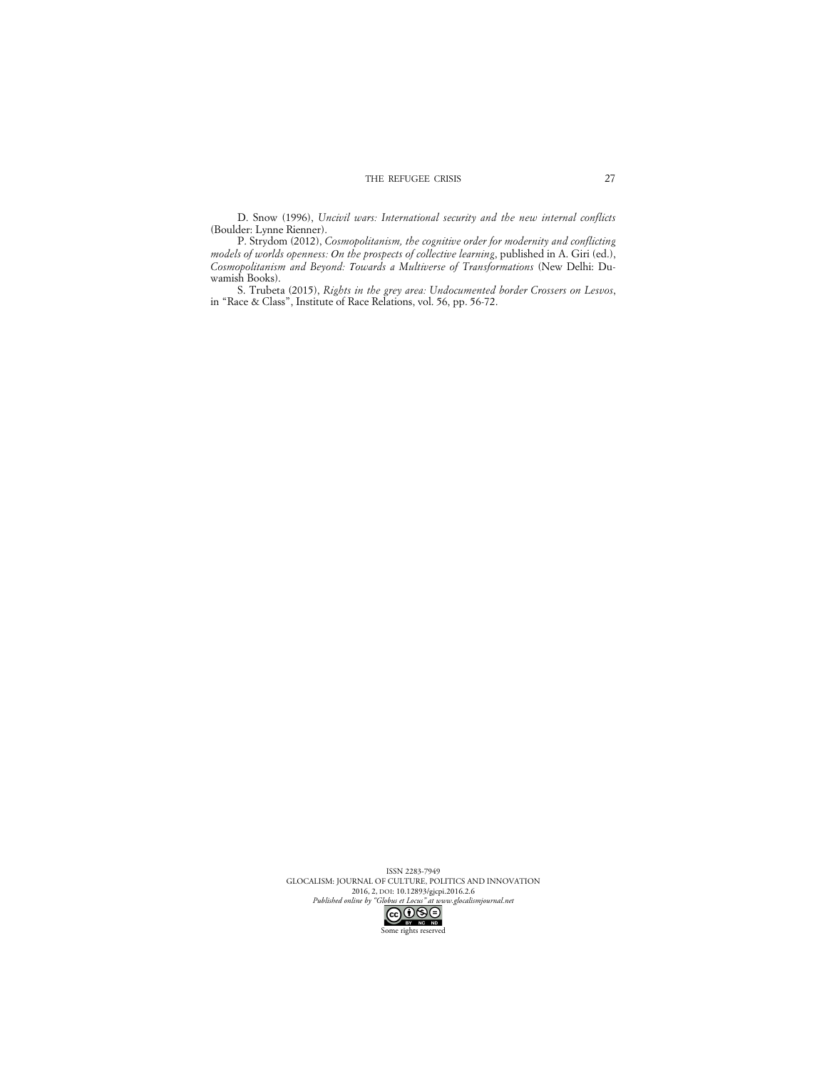D. Snow (1996), *Uncivil wars: International security and the new internal conflicts* (Boulder: Lynne Rienner).

P. Strydom (2012), *Cosmopolitanism, the cognitive order for modernity and conflicting models of worlds openness: On the prospects of collective learning*, published in A. Giri (ed.), *Cosmopolitanism and Beyond: Towards a Multiverse of Transformations* (New Delhi: Duwamish Books).

S. Trubeta (2015), *Rights in the grey area: Undocumented border Crossers on Lesvos*, in "Race & Class", Institute of Race Relations, vol. 56, pp. 56-72.